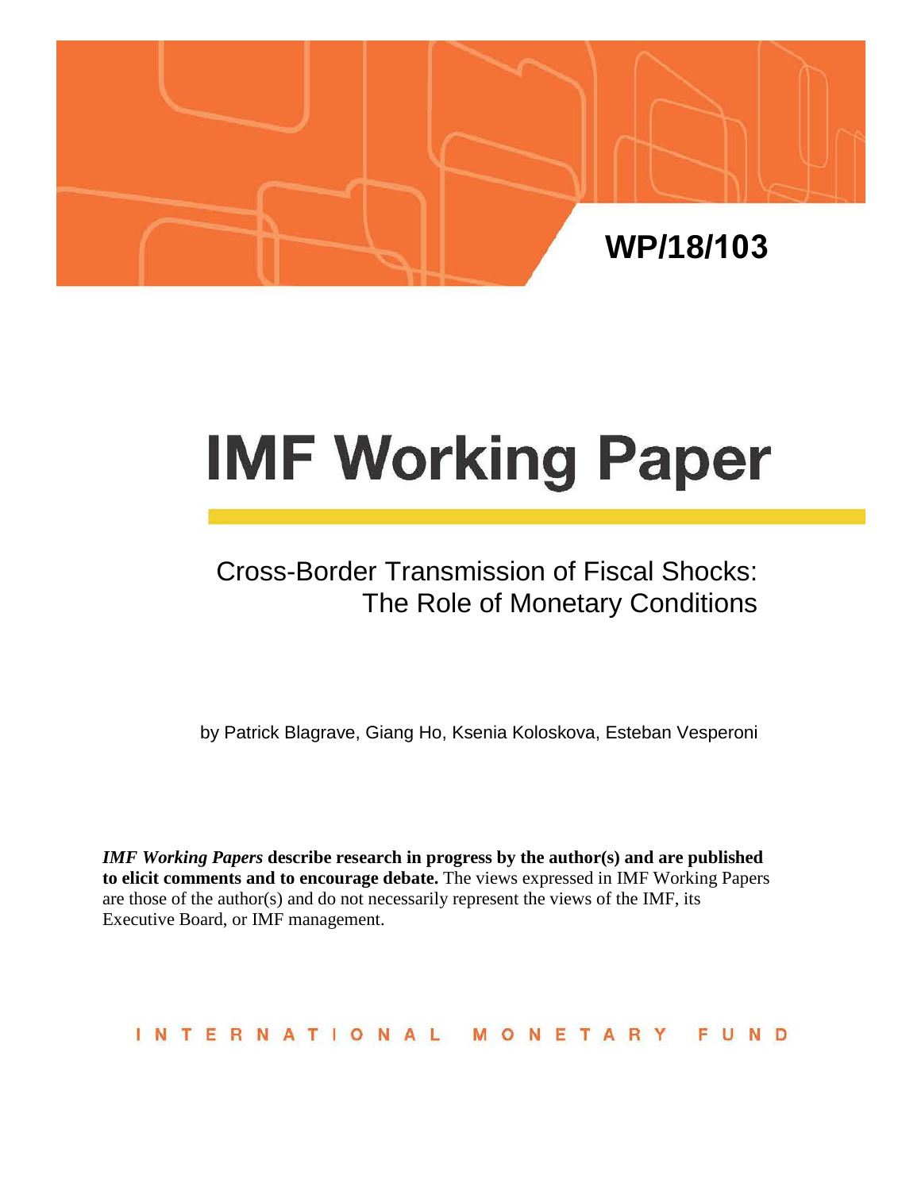WP/18/103

# IMF Working Paper

## Cross-Border Transmission of Fiscal Shocks: The Role of Monetary Conditions

by Patrick Blagrave, Giang Ho, Ksenia Koloskova, Esteban Vesperoni

***IMF Working Papers*** **describe research in progress by the author(s) and are published to elicit comments and to encourage debate.** The views expressed in IMF Working Papers are those of the author(s) and do not necessarily represent the views of the IMF, its Executive Board, or IMF management.

INTERNATIONAL MONETARY FUND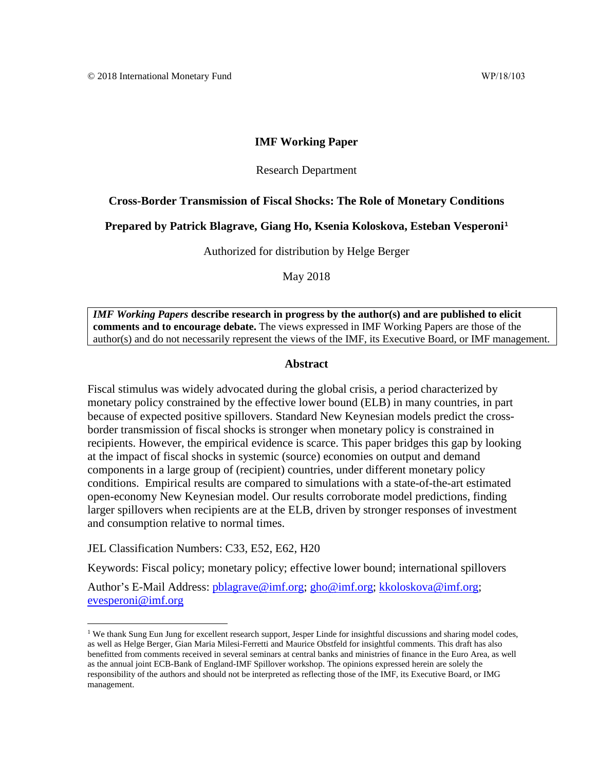© 2018 International Monetary Fund WP/18/103

**IMF Working Paper**

Research Department

**Cross-Border Transmission of Fiscal Shocks: The Role of Monetary Conditions**

**Prepared by Patrick Blagrave, Giang Ho, Ksenia Koloskova, Esteban Vesperoni[1]**

Authorized for distribution by Helge Berger

May 2018

***IMF Working Papers* describe research in progress by the author(s) and are published to elicit comments and to encourage debate.** The views expressed in IMF Working Papers are those of the author(s) and do not necessarily represent the views of the IMF, its Executive Board, or IMF management.

## Abstract

Fiscal stimulus was widely advocated during the global crisis, a period characterized by monetary policy constrained by the effective lower bound (ELB) in many countries, in part because of expected positive spillovers. Standard New Keynesian models predict the cross-border transmission of fiscal shocks is stronger when monetary policy is constrained in recipients. However, the empirical evidence is scarce. This paper bridges this gap by looking at the impact of fiscal shocks in systemic (source) economies on output and demand components in a large group of (recipient) countries, under different monetary policy conditions. Empirical results are compared to simulations with a state-of-the-art estimated open-economy New Keynesian model. Our results corroborate model predictions, finding larger spillovers when recipients are at the ELB, driven by stronger responses of investment and consumption relative to normal times.

JEL Classification Numbers: C33, E52, E62, H20

Keywords: Fiscal policy; monetary policy; effective lower bound; international spillovers

Author's E-Mail Address: pblagrave@imf.org; gho@imf.org; kkoloskova@imf.org; evesperoni@imf.org

[1] We thank Sung Eun Jung for excellent research support, Jesper Linde for insightful discussions and sharing model codes, as well as Helge Berger, Gian Maria Milesi-Ferretti and Maurice Obstfeld for insightful comments. This draft has also benefitted from comments received in several seminars at central banks and ministries of finance in the Euro Area, as well as the annual joint ECB-Bank of England-IMF Spillover workshop. The opinions expressed herein are solely the responsibility of the authors and should not be interpreted as reflecting those of the IMF, its Executive Board, or IMG management.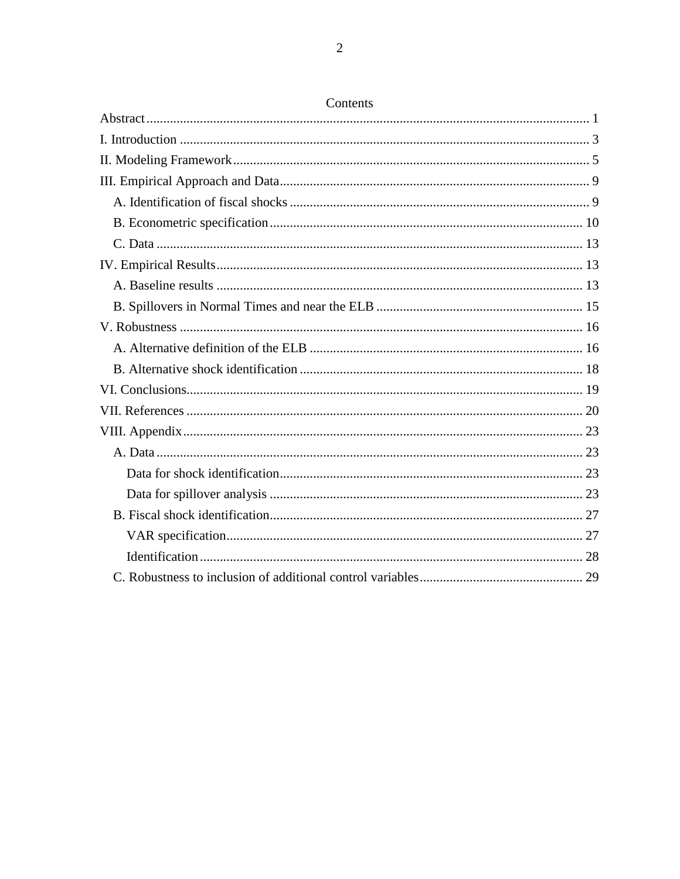# Contents

Abstract ........................................................................................................................ 1

I. Introduction ................................................................................................................. 3

II. Modeling Framework .................................................................................................. 5

III. Empirical Approach and Data .................................................................................... 9

- A. Identification of fiscal shocks ................................................................................ 9
- B. Econometric specification .................................................................................... 10
- C. Data ...................................................................................................................... 13

IV. Empirical Results ..................................................................................................... 13

- A. Baseline results .................................................................................................... 13
- B. Spillovers in Normal Times and near the ELB ..................................................... 15

V. Robustness ................................................................................................................. 16

- A. Alternative definition of the ELB ......................................................................... 16
- B. Alternative shock identification ............................................................................ 18

VI. Conclusions .............................................................................................................. 19

VII. References ............................................................................................................... 20

VIII. Appendix ................................................................................................................ 23

- A. Data ...................................................................................................................... 23
  - Data for shock identification .............................................................................. 23
  - Data for spillover analysis ................................................................................. 23
- B. Fiscal shock identification .................................................................................... 27
  - VAR specification .............................................................................................. 27
  - Identification ...................................................................................................... 28
- C. Robustness to inclusion of additional control variables ........................................ 29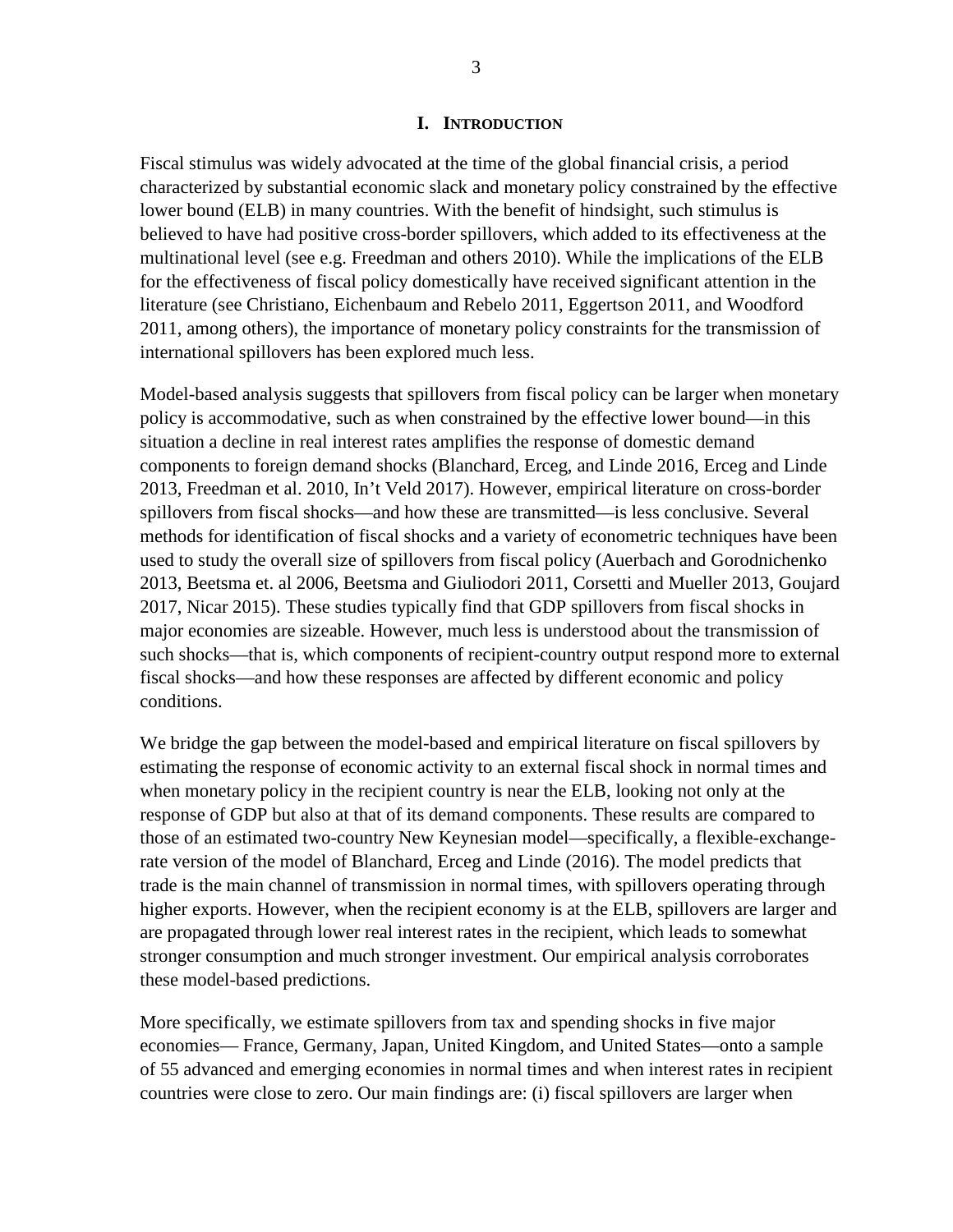# I. Introduction

Fiscal stimulus was widely advocated at the time of the global financial crisis, a period characterized by substantial economic slack and monetary policy constrained by the effective lower bound (ELB) in many countries. With the benefit of hindsight, such stimulus is believed to have had positive cross-border spillovers, which added to its effectiveness at the multinational level (see e.g. Freedman and others 2010). While the implications of the ELB for the effectiveness of fiscal policy domestically have received significant attention in the literature (see Christiano, Eichenbaum and Rebelo 2011, Eggertson 2011, and Woodford 2011, among others), the importance of monetary policy constraints for the transmission of international spillovers has been explored much less.

Model-based analysis suggests that spillovers from fiscal policy can be larger when monetary policy is accommodative, such as when constrained by the effective lower bound—in this situation a decline in real interest rates amplifies the response of domestic demand components to foreign demand shocks (Blanchard, Erceg, and Linde 2016, Erceg and Linde 2013, Freedman et al. 2010, In't Veld 2017). However, empirical literature on cross-border spillovers from fiscal shocks—and how these are transmitted—is less conclusive. Several methods for identification of fiscal shocks and a variety of econometric techniques have been used to study the overall size of spillovers from fiscal policy (Auerbach and Gorodnichenko 2013, Beetsma et. al 2006, Beetsma and Giuliodori 2011, Corsetti and Mueller 2013, Goujard 2017, Nicar 2015). These studies typically find that GDP spillovers from fiscal shocks in major economies are sizeable. However, much less is understood about the transmission of such shocks—that is, which components of recipient-country output respond more to external fiscal shocks—and how these responses are affected by different economic and policy conditions.

We bridge the gap between the model-based and empirical literature on fiscal spillovers by estimating the response of economic activity to an external fiscal shock in normal times and when monetary policy in the recipient country is near the ELB, looking not only at the response of GDP but also at that of its demand components. These results are compared to those of an estimated two-country New Keynesian model—specifically, a flexible-exchange-rate version of the model of Blanchard, Erceg and Linde (2016). The model predicts that trade is the main channel of transmission in normal times, with spillovers operating through higher exports. However, when the recipient economy is at the ELB, spillovers are larger and are propagated through lower real interest rates in the recipient, which leads to somewhat stronger consumption and much stronger investment. Our empirical analysis corroborates these model-based predictions.

More specifically, we estimate spillovers from tax and spending shocks in five major economies— France, Germany, Japan, United Kingdom, and United States—onto a sample of 55 advanced and emerging economies in normal times and when interest rates in recipient countries were close to zero. Our main findings are: (i) fiscal spillovers are larger when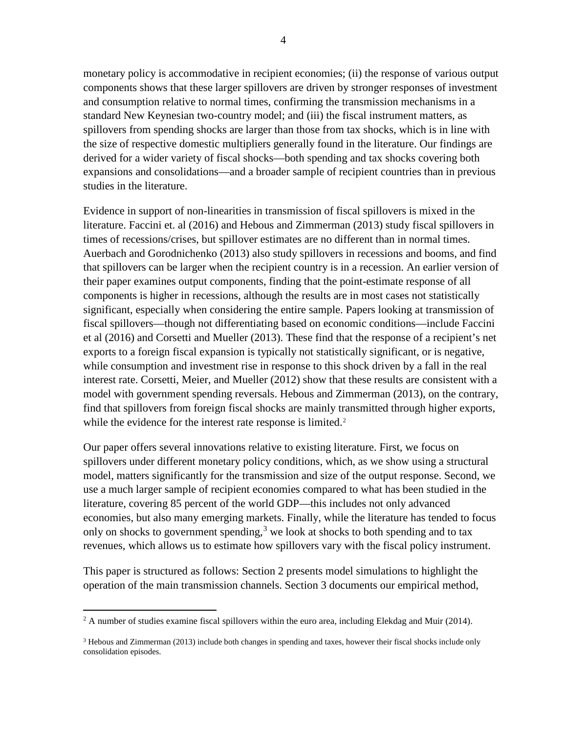monetary policy is accommodative in recipient economies; (ii) the response of various output components shows that these larger spillovers are driven by stronger responses of investment and consumption relative to normal times, confirming the transmission mechanisms in a standard New Keynesian two-country model; and (iii) the fiscal instrument matters, as spillovers from spending shocks are larger than those from tax shocks, which is in line with the size of respective domestic multipliers generally found in the literature. Our findings are derived for a wider variety of fiscal shocks—both spending and tax shocks covering both expansions and consolidations—and a broader sample of recipient countries than in previous studies in the literature.

Evidence in support of non-linearities in transmission of fiscal spillovers is mixed in the literature. Faccini et. al (2016) and Hebous and Zimmerman (2013) study fiscal spillovers in times of recessions/crises, but spillover estimates are no different than in normal times. Auerbach and Gorodnichenko (2013) also study spillovers in recessions and booms, and find that spillovers can be larger when the recipient country is in a recession. An earlier version of their paper examines output components, finding that the point-estimate response of all components is higher in recessions, although the results are in most cases not statistically significant, especially when considering the entire sample. Papers looking at transmission of fiscal spillovers—though not differentiating based on economic conditions—include Faccini et al (2016) and Corsetti and Mueller (2013). These find that the response of a recipient's net exports to a foreign fiscal expansion is typically not statistically significant, or is negative, while consumption and investment rise in response to this shock driven by a fall in the real interest rate. Corsetti, Meier, and Mueller (2012) show that these results are consistent with a model with government spending reversals. Hebous and Zimmerman (2013), on the contrary, find that spillovers from foreign fiscal shocks are mainly transmitted through higher exports, while the evidence for the interest rate response is limited.[2]

Our paper offers several innovations relative to existing literature. First, we focus on spillovers under different monetary policy conditions, which, as we show using a structural model, matters significantly for the transmission and size of the output response. Second, we use a much larger sample of recipient economies compared to what has been studied in the literature, covering 85 percent of the world GDP—this includes not only advanced economies, but also many emerging markets. Finally, while the literature has tended to focus only on shocks to government spending,[3] we look at shocks to both spending and to tax revenues, which allows us to estimate how spillovers vary with the fiscal policy instrument.

This paper is structured as follows: Section 2 presents model simulations to highlight the operation of the main transmission channels. Section 3 documents our empirical method,

---

[2] A number of studies examine fiscal spillovers within the euro area, including Elekdag and Muir (2014).

[3] Hebous and Zimmerman (2013) include both changes in spending and taxes, however their fiscal shocks include only consolidation episodes.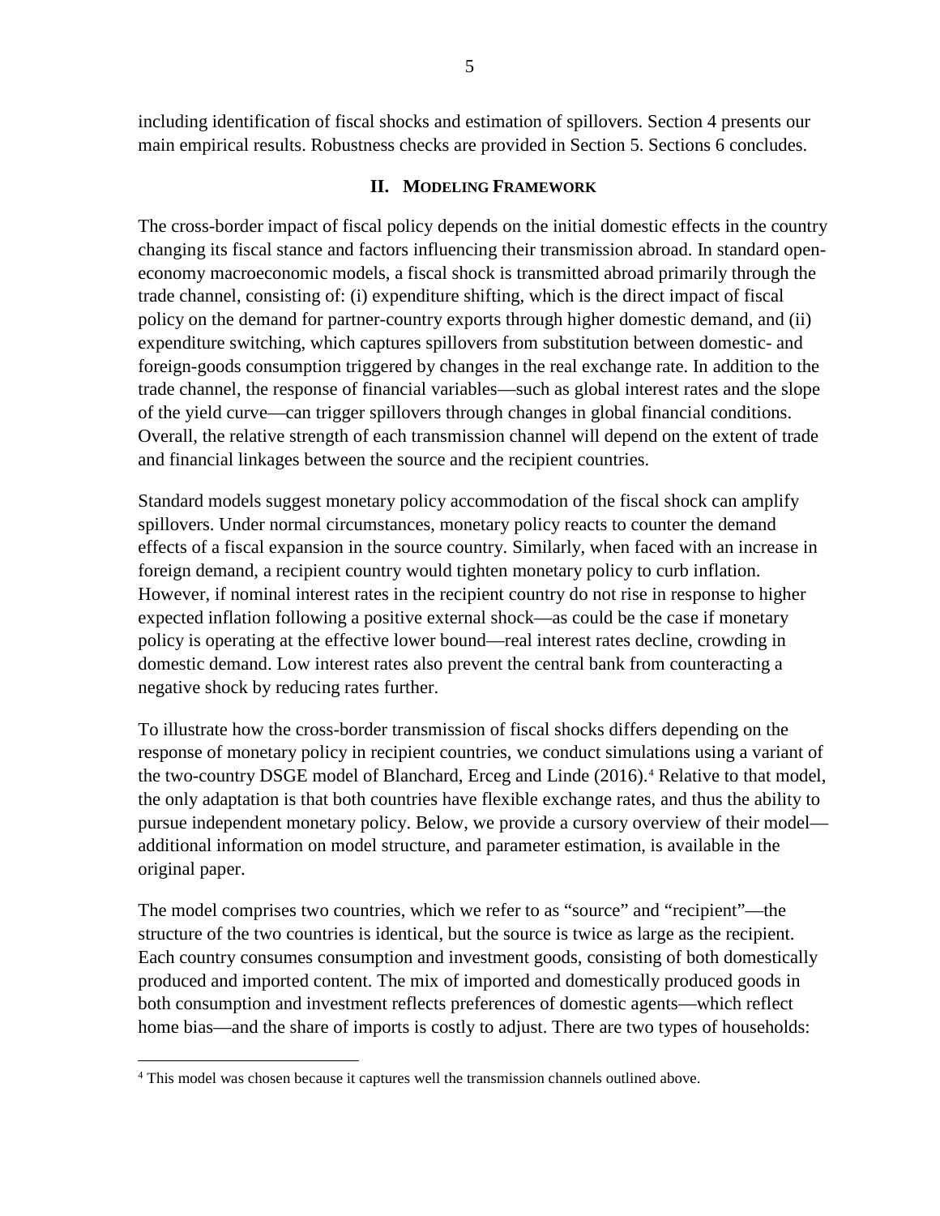including identification of fiscal shocks and estimation of spillovers. Section 4 presents our main empirical results. Robustness checks are provided in Section 5. Sections 6 concludes.

## II. Modeling Framework

The cross-border impact of fiscal policy depends on the initial domestic effects in the country changing its fiscal stance and factors influencing their transmission abroad. In standard open-economy macroeconomic models, a fiscal shock is transmitted abroad primarily through the trade channel, consisting of: (i) expenditure shifting, which is the direct impact of fiscal policy on the demand for partner-country exports through higher domestic demand, and (ii) expenditure switching, which captures spillovers from substitution between domestic- and foreign-goods consumption triggered by changes in the real exchange rate. In addition to the trade channel, the response of financial variables—such as global interest rates and the slope of the yield curve—can trigger spillovers through changes in global financial conditions. Overall, the relative strength of each transmission channel will depend on the extent of trade and financial linkages between the source and the recipient countries.

Standard models suggest monetary policy accommodation of the fiscal shock can amplify spillovers. Under normal circumstances, monetary policy reacts to counter the demand effects of a fiscal expansion in the source country. Similarly, when faced with an increase in foreign demand, a recipient country would tighten monetary policy to curb inflation. However, if nominal interest rates in the recipient country do not rise in response to higher expected inflation following a positive external shock—as could be the case if monetary policy is operating at the effective lower bound—real interest rates decline, crowding in domestic demand. Low interest rates also prevent the central bank from counteracting a negative shock by reducing rates further.

To illustrate how the cross-border transmission of fiscal shocks differs depending on the response of monetary policy in recipient countries, we conduct simulations using a variant of the two-country DSGE model of Blanchard, Erceg and Linde (2016).[4] Relative to that model, the only adaptation is that both countries have flexible exchange rates, and thus the ability to pursue independent monetary policy. Below, we provide a cursory overview of their model—additional information on model structure, and parameter estimation, is available in the original paper.

The model comprises two countries, which we refer to as "source" and "recipient"—the structure of the two countries is identical, but the source is twice as large as the recipient. Each country consumes consumption and investment goods, consisting of both domestically produced and imported content. The mix of imported and domestically produced goods in both consumption and investment reflects preferences of domestic agents—which reflect home bias—and the share of imports is costly to adjust. There are two types of households:

---

[4] This model was chosen because it captures well the transmission channels outlined above.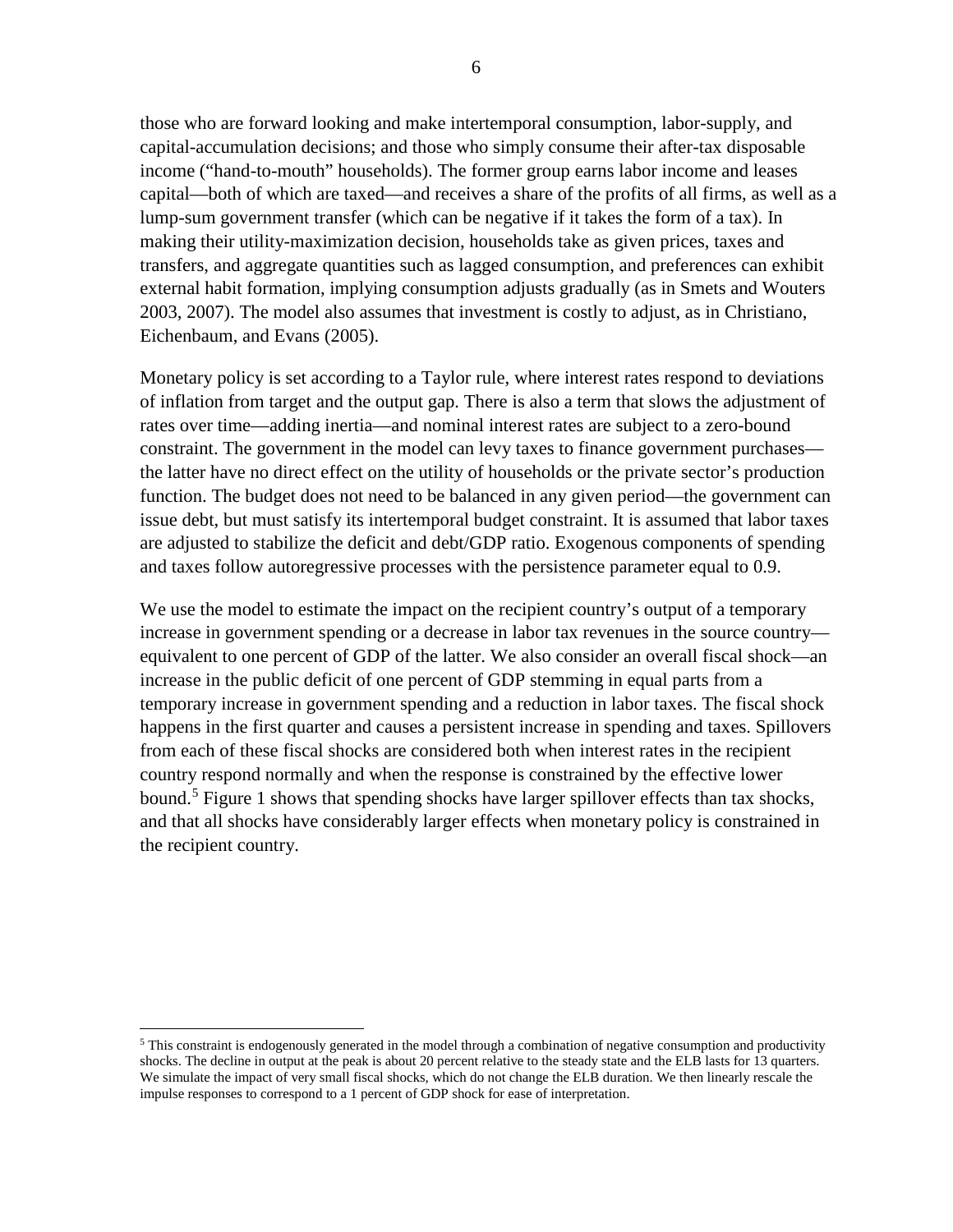those who are forward looking and make intertemporal consumption, labor-supply, and capital-accumulation decisions; and those who simply consume their after-tax disposable income ("hand-to-mouth" households). The former group earns labor income and leases capital—both of which are taxed—and receives a share of the profits of all firms, as well as a lump-sum government transfer (which can be negative if it takes the form of a tax). In making their utility-maximization decision, households take as given prices, taxes and transfers, and aggregate quantities such as lagged consumption, and preferences can exhibit external habit formation, implying consumption adjusts gradually (as in Smets and Wouters 2003, 2007). The model also assumes that investment is costly to adjust, as in Christiano, Eichenbaum, and Evans (2005).

Monetary policy is set according to a Taylor rule, where interest rates respond to deviations of inflation from target and the output gap. There is also a term that slows the adjustment of rates over time—adding inertia—and nominal interest rates are subject to a zero-bound constraint. The government in the model can levy taxes to finance government purchases—the latter have no direct effect on the utility of households or the private sector's production function. The budget does not need to be balanced in any given period—the government can issue debt, but must satisfy its intertemporal budget constraint. It is assumed that labor taxes are adjusted to stabilize the deficit and debt/GDP ratio. Exogenous components of spending and taxes follow autoregressive processes with the persistence parameter equal to 0.9.

We use the model to estimate the impact on the recipient country's output of a temporary increase in government spending or a decrease in labor tax revenues in the source country—equivalent to one percent of GDP of the latter. We also consider an overall fiscal shock—an increase in the public deficit of one percent of GDP stemming in equal parts from a temporary increase in government spending and a reduction in labor taxes. The fiscal shock happens in the first quarter and causes a persistent increase in spending and taxes. Spillovers from each of these fiscal shocks are considered both when interest rates in the recipient country respond normally and when the response is constrained by the effective lower bound.[5] Figure 1 shows that spending shocks have larger spillover effects than tax shocks, and that all shocks have considerably larger effects when monetary policy is constrained in the recipient country.

[5] This constraint is endogenously generated in the model through a combination of negative consumption and productivity shocks. The decline in output at the peak is about 20 percent relative to the steady state and the ELB lasts for 13 quarters. We simulate the impact of very small fiscal shocks, which do not change the ELB duration. We then linearly rescale the impulse responses to correspond to a 1 percent of GDP shock for ease of interpretation.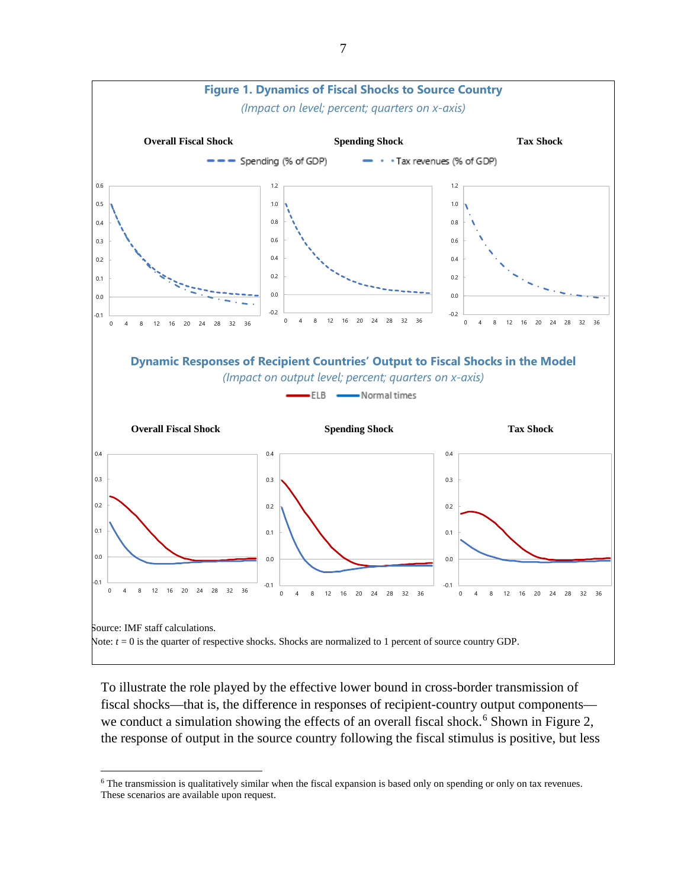**Figure 1. Dynamics of Fiscal Shocks to Source Country**

*(Impact on level; percent; quarters on x-axis)*

**Overall Fiscal Shock** | **Spending Shock** | **Tax Shock**

Spending (% of GDP) · Tax revenues (% of GDP)

**Dynamic Responses of Recipient Countries' Output to Fiscal Shocks in the Model**

*(Impact on output level; percent; quarters on x-axis)*

ELB · Normal times

**Overall Fiscal Shock** | **Spending Shock** | **Tax Shock**

Source: IMF staff calculations.

Note: $t = 0$ is the quarter of respective shocks. Shocks are normalized to 1 percent of source country GDP.

To illustrate the role played by the effective lower bound in cross-border transmission of fiscal shocks—that is, the difference in responses of recipient-country output components—we conduct a simulation showing the effects of an overall fiscal shock.[6] Shown in Figure 2, the response of output in the source country following the fiscal stimulus is positive, but less

[6] The transmission is qualitatively similar when the fiscal expansion is based only on spending or only on tax revenues. These scenarios are available upon request.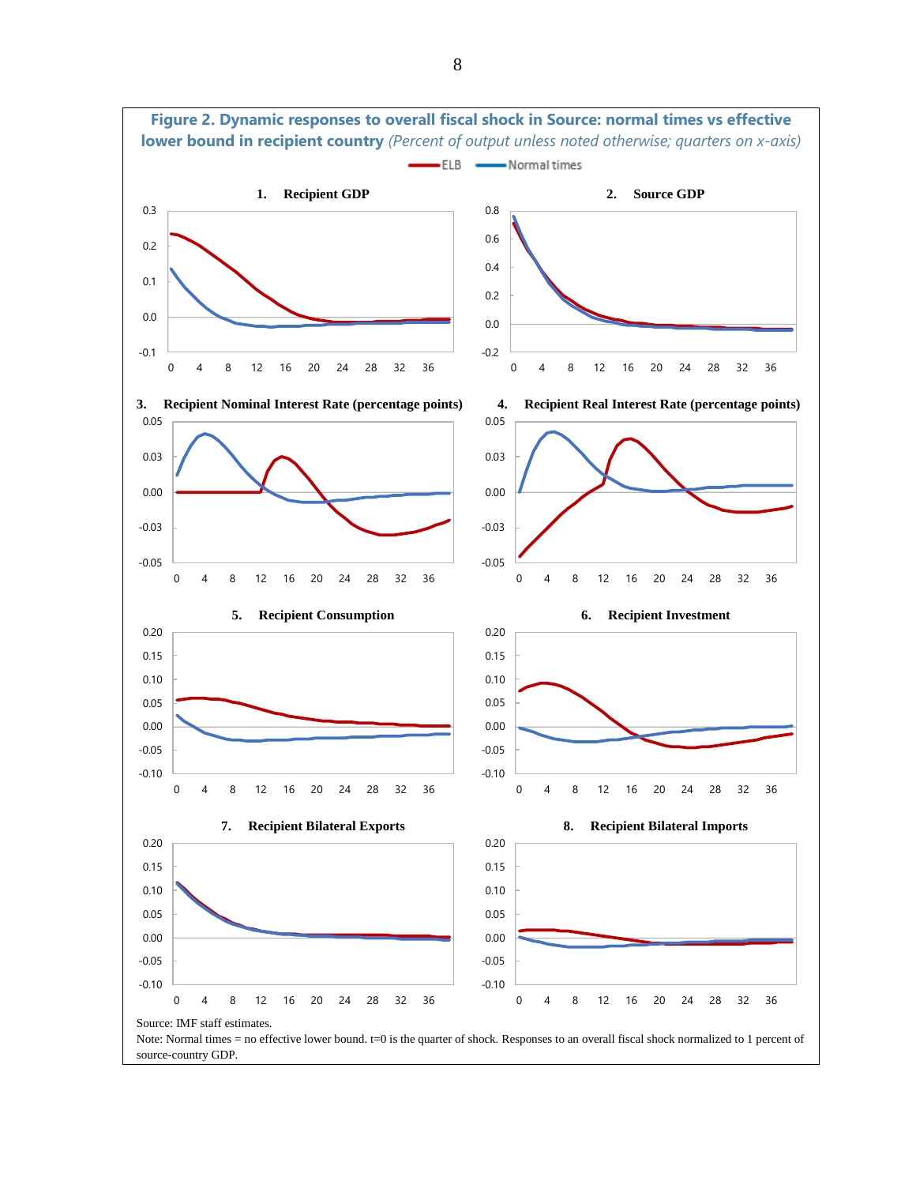**Figure 2. Dynamic responses to overall fiscal shock in Source: normal times vs effective lower bound in recipient country** *(Percent of output unless noted otherwise; quarters on x-axis)*

ELB — Normal times

1. Recipient GDP

2. Source GDP

3. Recipient Nominal Interest Rate (percentage points)

4. Recipient Real Interest Rate (percentage points)

5. Recipient Consumption

6. Recipient Investment

7. Recipient Bilateral Exports

8. Recipient Bilateral Imports

Source: IMF staff estimates.

Note: Normal times = no effective lower bound. t=0 is the quarter of shock. Responses to an overall fiscal shock normalized to 1 percent of source-country GDP.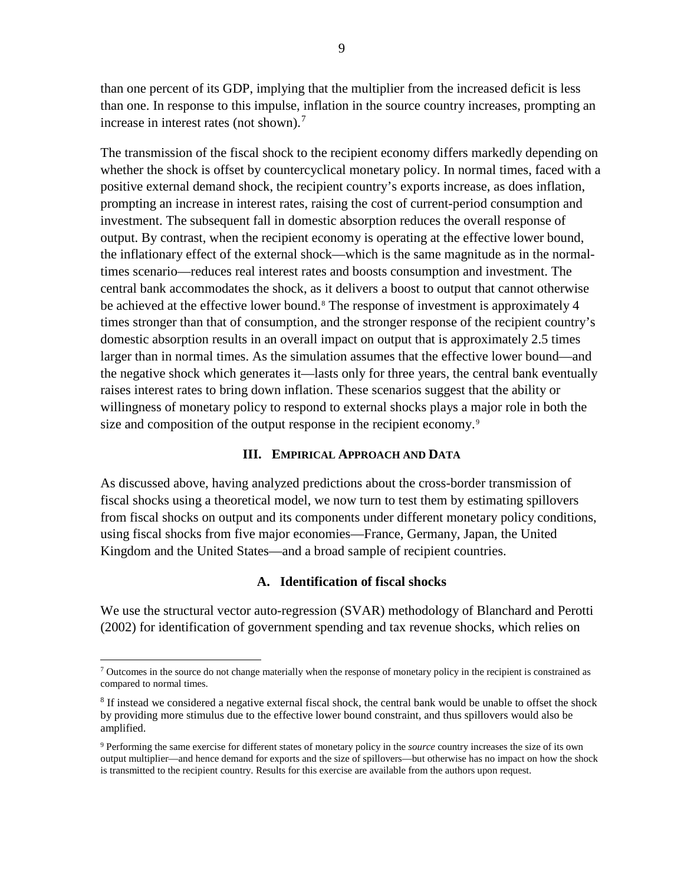than one percent of its GDP, implying that the multiplier from the increased deficit is less than one. In response to this impulse, inflation in the source country increases, prompting an increase in interest rates (not shown).[7]

The transmission of the fiscal shock to the recipient economy differs markedly depending on whether the shock is offset by countercyclical monetary policy. In normal times, faced with a positive external demand shock, the recipient country's exports increase, as does inflation, prompting an increase in interest rates, raising the cost of current-period consumption and investment. The subsequent fall in domestic absorption reduces the overall response of output. By contrast, when the recipient economy is operating at the effective lower bound, the inflationary effect of the external shock—which is the same magnitude as in the normal-times scenario—reduces real interest rates and boosts consumption and investment. The central bank accommodates the shock, as it delivers a boost to output that cannot otherwise be achieved at the effective lower bound.[8] The response of investment is approximately 4 times stronger than that of consumption, and the stronger response of the recipient country's domestic absorption results in an overall impact on output that is approximately 2.5 times larger than in normal times. As the simulation assumes that the effective lower bound—and the negative shock which generates it—lasts only for three years, the central bank eventually raises interest rates to bring down inflation. These scenarios suggest that the ability or willingness of monetary policy to respond to external shocks plays a major role in both the size and composition of the output response in the recipient economy.[9]

## III. Empirical Approach and Data

As discussed above, having analyzed predictions about the cross-border transmission of fiscal shocks using a theoretical model, we now turn to test them by estimating spillovers from fiscal shocks on output and its components under different monetary policy conditions, using fiscal shocks from five major economies—France, Germany, Japan, the United Kingdom and the United States—and a broad sample of recipient countries.

### A. Identification of fiscal shocks

We use the structural vector auto-regression (SVAR) methodology of Blanchard and Perotti (2002) for identification of government spending and tax revenue shocks, which relies on

---

[7] Outcomes in the source do not change materially when the response of monetary policy in the recipient is constrained as compared to normal times.

[8] If instead we considered a negative external fiscal shock, the central bank would be unable to offset the shock by providing more stimulus due to the effective lower bound constraint, and thus spillovers would also be amplified.

[9] Performing the same exercise for different states of monetary policy in the *source* country increases the size of its own output multiplier—and hence demand for exports and the size of spillovers—but otherwise has no impact on how the shock is transmitted to the recipient country. Results for this exercise are available from the authors upon request.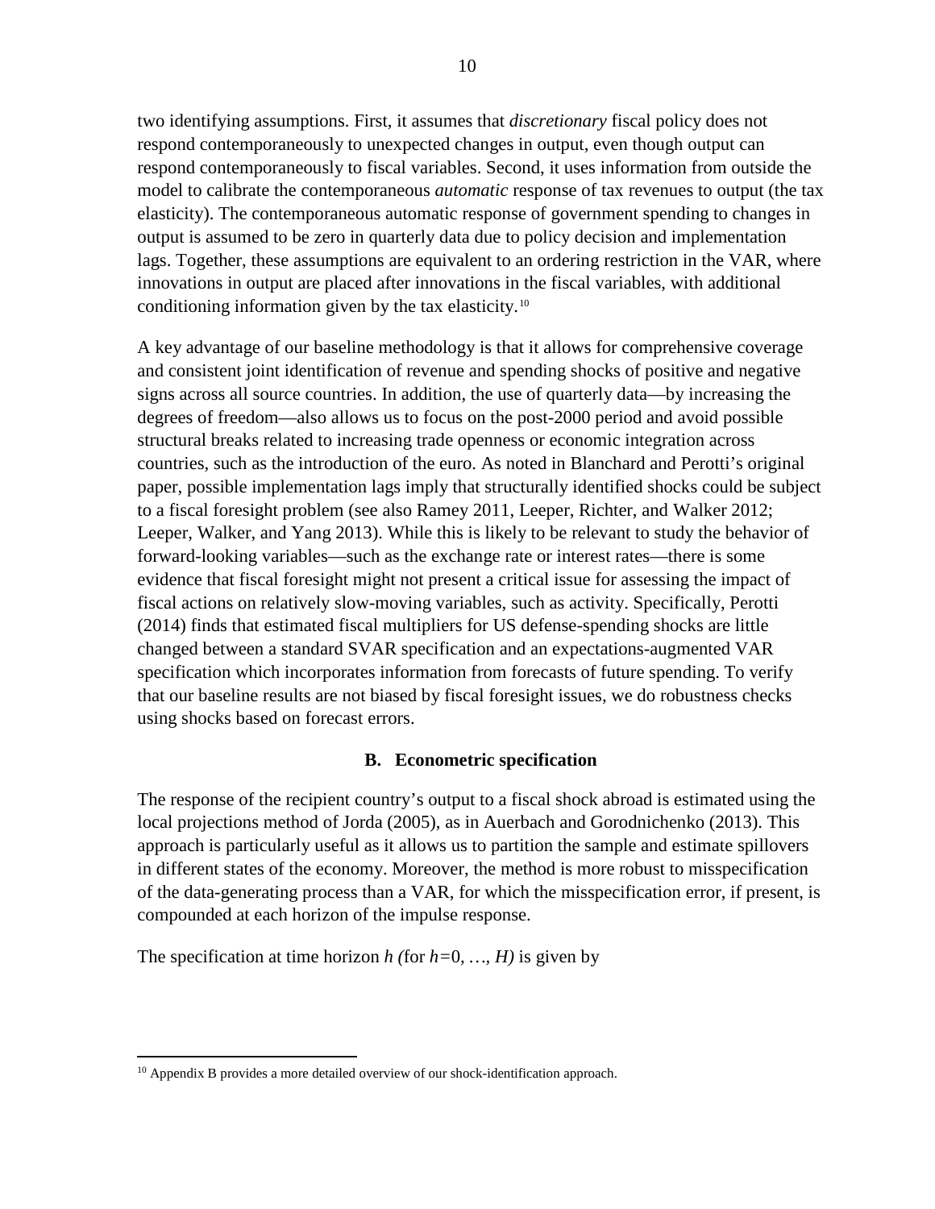two identifying assumptions. First, it assumes that *discretionary* fiscal policy does not respond contemporaneously to unexpected changes in output, even though output can respond contemporaneously to fiscal variables. Second, it uses information from outside the model to calibrate the contemporaneous *automatic* response of tax revenues to output (the tax elasticity). The contemporaneous automatic response of government spending to changes in output is assumed to be zero in quarterly data due to policy decision and implementation lags. Together, these assumptions are equivalent to an ordering restriction in the VAR, where innovations in output are placed after innovations in the fiscal variables, with additional conditioning information given by the tax elasticity.[10]

A key advantage of our baseline methodology is that it allows for comprehensive coverage and consistent joint identification of revenue and spending shocks of positive and negative signs across all source countries. In addition, the use of quarterly data—by increasing the degrees of freedom—also allows us to focus on the post-2000 period and avoid possible structural breaks related to increasing trade openness or economic integration across countries, such as the introduction of the euro. As noted in Blanchard and Perotti's original paper, possible implementation lags imply that structurally identified shocks could be subject to a fiscal foresight problem (see also Ramey 2011, Leeper, Richter, and Walker 2012; Leeper, Walker, and Yang 2013). While this is likely to be relevant to study the behavior of forward-looking variables—such as the exchange rate or interest rates—there is some evidence that fiscal foresight might not present a critical issue for assessing the impact of fiscal actions on relatively slow-moving variables, such as activity. Specifically, Perotti (2014) finds that estimated fiscal multipliers for US defense-spending shocks are little changed between a standard SVAR specification and an expectations-augmented VAR specification which incorporates information from forecasts of future spending. To verify that our baseline results are not biased by fiscal foresight issues, we do robustness checks using shocks based on forecast errors.

### B. Econometric specification

The response of the recipient country's output to a fiscal shock abroad is estimated using the local projections method of Jorda (2005), as in Auerbach and Gorodnichenko (2013). This approach is particularly useful as it allows us to partition the sample and estimate spillovers in different states of the economy. Moreover, the method is more robust to misspecification of the data-generating process than a VAR, for which the misspecification error, if present, is compounded at each horizon of the impulse response.

The specification at time horizon $h$ (for $h=0, \ldots, H$) is given by

[10] Appendix B provides a more detailed overview of our shock-identification approach.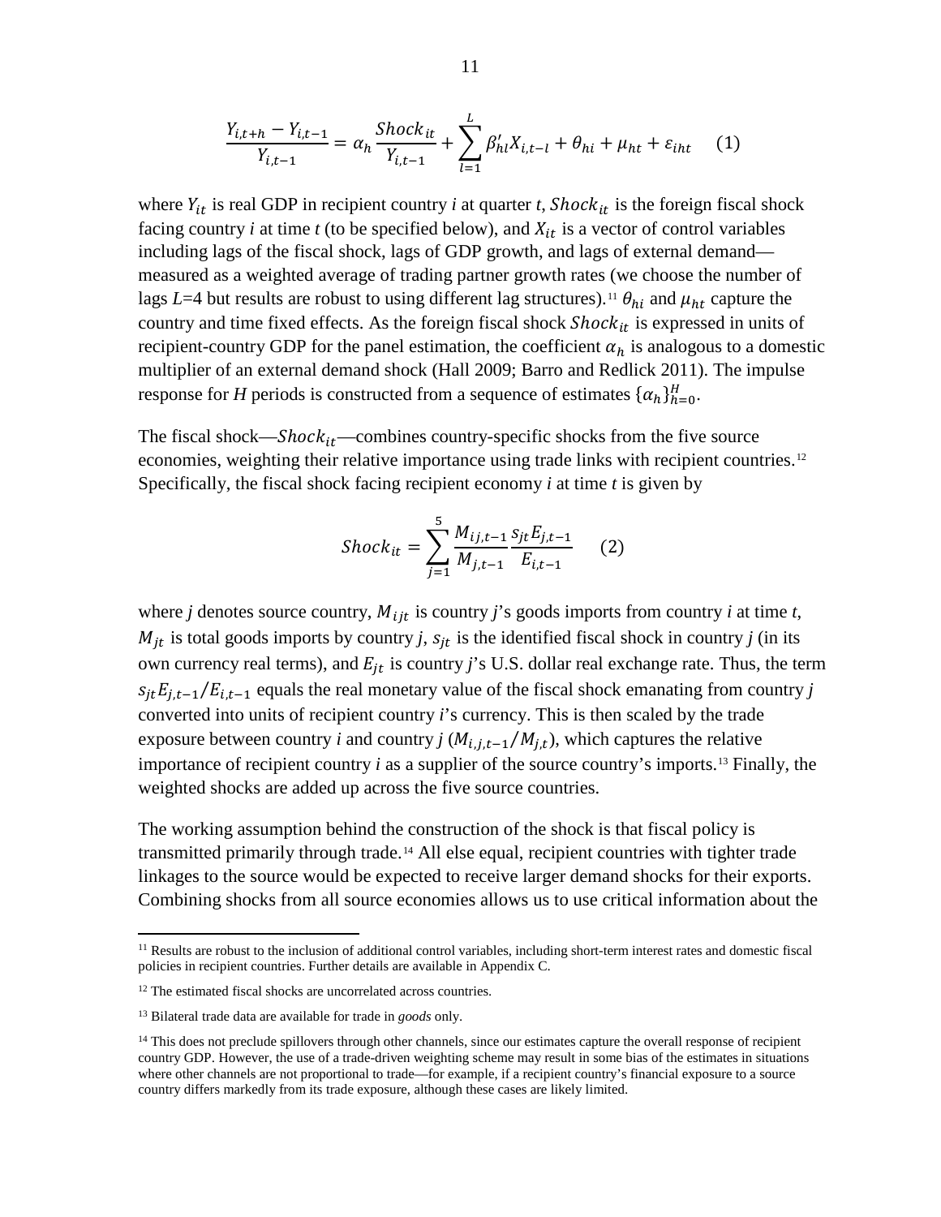$$\frac{Y_{i,t+h} - Y_{i,t-1}}{Y_{i,t-1}} = \alpha_h \frac{Shock_{it}}{Y_{i,t-1}} + \sum_{l=1}^{L} \beta'_{hl} X_{i,t-l} + \theta_{hi} + \mu_{ht} + \varepsilon_{iht} \quad (1)$$

where $Y_{it}$ is real GDP in recipient country *i* at quarter *t*, $Shock_{it}$ is the foreign fiscal shock facing country *i* at time *t* (to be specified below), and $X_{it}$ is a vector of control variables including lags of the fiscal shock, lags of GDP growth, and lags of external demand—measured as a weighted average of trading partner growth rates (we choose the number of lags $L$=4 but results are robust to using different lag structures).[11] $\theta_{hi}$ and $\mu_{ht}$ capture the country and time fixed effects. As the foreign fiscal shock $Shock_{it}$ is expressed in units of recipient-country GDP for the panel estimation, the coefficient $\alpha_h$ is analogous to a domestic multiplier of an external demand shock (Hall 2009; Barro and Redlick 2011). The impulse response for *H* periods is constructed from a sequence of estimates $\{\alpha_h\}_{h=0}^{H}$.

The fiscal shock—$Shock_{it}$—combines country-specific shocks from the five source economies, weighting their relative importance using trade links with recipient countries.[12] Specifically, the fiscal shock facing recipient economy *i* at time *t* is given by

$$Shock_{it} = \sum_{j=1}^{5} \frac{M_{ij,t-1}}{M_{j,t-1}} \frac{s_{jt} E_{j,t-1}}{E_{i,t-1}} \quad (2)$$

where *j* denotes source country, $M_{ijt}$ is country *j*'s goods imports from country *i* at time *t*, $M_{jt}$ is total goods imports by country *j*, $s_{jt}$ is the identified fiscal shock in country *j* (in its own currency real terms), and $E_{jt}$ is country *j*'s U.S. dollar real exchange rate. Thus, the term $s_{jt}E_{j,t-1}/E_{i,t-1}$ equals the real monetary value of the fiscal shock emanating from country *j* converted into units of recipient country *i*'s currency. This is then scaled by the trade exposure between country *i* and country *j* ($M_{i,j,t-1}/M_{j,t}$), which captures the relative importance of recipient country *i* as a supplier of the source country's imports.[13] Finally, the weighted shocks are added up across the five source countries.

The working assumption behind the construction of the shock is that fiscal policy is transmitted primarily through trade.[14] All else equal, recipient countries with tighter trade linkages to the source would be expected to receive larger demand shocks for their exports. Combining shocks from all source economies allows us to use critical information about the

---

[11] Results are robust to the inclusion of additional control variables, including short-term interest rates and domestic fiscal policies in recipient countries. Further details are available in Appendix C.

[12] The estimated fiscal shocks are uncorrelated across countries.

[13] Bilateral trade data are available for trade in *goods* only.

[14] This does not preclude spillovers through other channels, since our estimates capture the overall response of recipient country GDP. However, the use of a trade-driven weighting scheme may result in some bias of the estimates in situations where other channels are not proportional to trade—for example, if a recipient country's financial exposure to a source country differs markedly from its trade exposure, although these cases are likely limited.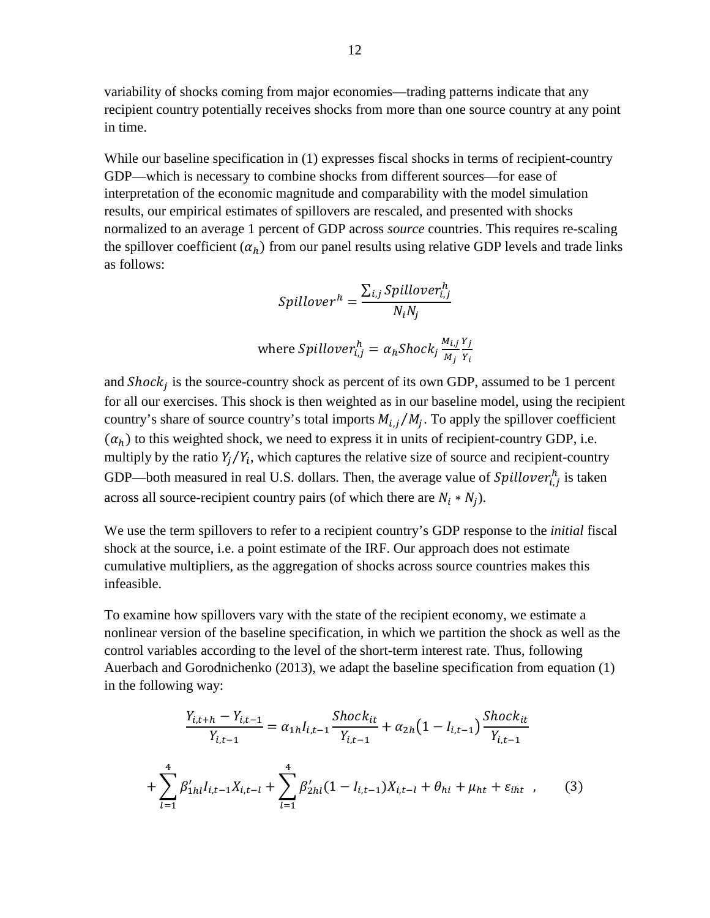variability of shocks coming from major economies—trading patterns indicate that any recipient country potentially receives shocks from more than one source country at any point in time.

While our baseline specification in (1) expresses fiscal shocks in terms of recipient-country GDP—which is necessary to combine shocks from different sources—for ease of interpretation of the economic magnitude and comparability with the model simulation results, our empirical estimates of spillovers are rescaled, and presented with shocks normalized to an average 1 percent of GDP across *source* countries. This requires re-scaling the spillover coefficient ($\alpha_h$) from our panel results using relative GDP levels and trade links as follows:

$$Spillover^h = \frac{\sum_{i,j} Spillover_{i,j}^h}{N_i N_j}$$

$$\text{where } Spillover_{i,j}^h = \alpha_h Shock_j \frac{M_{i,j}}{M_j} \frac{Y_j}{Y_i}$$

and $Shock_j$ is the source-country shock as percent of its own GDP, assumed to be 1 percent for all our exercises. This shock is then weighted as in our baseline model, using the recipient country's share of source country's total imports $M_{i,j}/M_j$. To apply the spillover coefficient ($\alpha_h$) to this weighted shock, we need to express it in units of recipient-country GDP, i.e. multiply by the ratio $Y_j/Y_i$, which captures the relative size of source and recipient-country GDP—both measured in real U.S. dollars. Then, the average value of $Spillover_{i,j}^h$ is taken across all source-recipient country pairs (of which there are $N_i * N_j$).

We use the term spillovers to refer to a recipient country's GDP response to the *initial* fiscal shock at the source, i.e. a point estimate of the IRF. Our approach does not estimate cumulative multipliers, as the aggregation of shocks across source countries makes this infeasible.

To examine how spillovers vary with the state of the recipient economy, we estimate a nonlinear version of the baseline specification, in which we partition the shock as well as the control variables according to the level of the short-term interest rate. Thus, following Auerbach and Gorodnichenko (2013), we adapt the baseline specification from equation (1) in the following way:

$$\frac{Y_{i,t+h} - Y_{i,t-1}}{Y_{i,t-1}} = \alpha_{1h} I_{i,t-1} \frac{Shock_{it}}{Y_{i,t-1}} + \alpha_{2h}\left(1 - I_{i,t-1}\right) \frac{Shock_{it}}{Y_{i,t-1}}$$

$$+ \sum_{l=1}^{4} \beta'_{1hl} I_{i,t-1} X_{i,t-l} + \sum_{l=1}^{4} \beta'_{2hl} (1 - I_{i,t-1}) X_{i,t-l} + \theta_{hi} + \mu_{ht} + \varepsilon_{iht} \quad , \qquad (3)$$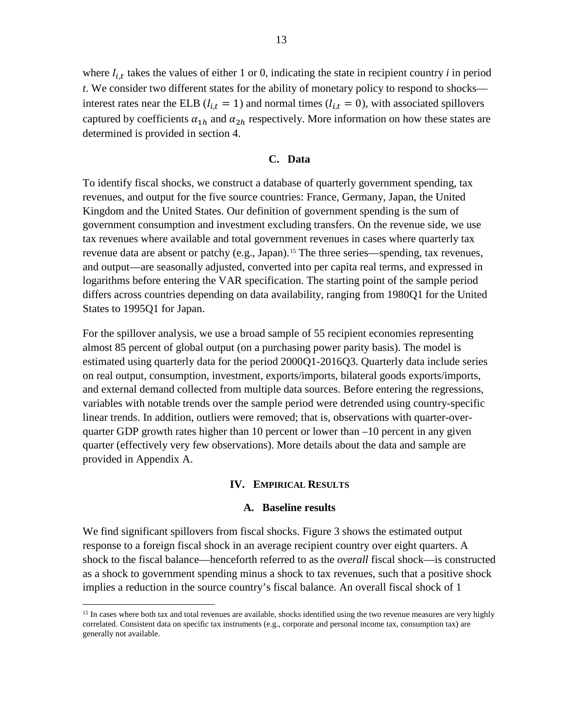where $I_{i,t}$ takes the values of either 1 or 0, indicating the state in recipient country *i* in period *t*. We consider two different states for the ability of monetary policy to respond to shocks—interest rates near the ELB ($I_{i,t} = 1$) and normal times ($I_{i,t} = 0$), with associated spillovers captured by coefficients $\alpha_{1h}$ and $\alpha_{2h}$ respectively. More information on how these states are determined is provided in section 4.

### C. Data

To identify fiscal shocks, we construct a database of quarterly government spending, tax revenues, and output for the five source countries: France, Germany, Japan, the United Kingdom and the United States. Our definition of government spending is the sum of government consumption and investment excluding transfers. On the revenue side, we use tax revenues where available and total government revenues in cases where quarterly tax revenue data are absent or patchy (e.g., Japan).[15] The three series—spending, tax revenues, and output—are seasonally adjusted, converted into per capita real terms, and expressed in logarithms before entering the VAR specification. The starting point of the sample period differs across countries depending on data availability, ranging from 1980Q1 for the United States to 1995Q1 for Japan.

For the spillover analysis, we use a broad sample of 55 recipient economies representing almost 85 percent of global output (on a purchasing power parity basis). The model is estimated using quarterly data for the period 2000Q1-2016Q3. Quarterly data include series on real output, consumption, investment, exports/imports, bilateral goods exports/imports, and external demand collected from multiple data sources. Before entering the regressions, variables with notable trends over the sample period were detrended using country-specific linear trends. In addition, outliers were removed; that is, observations with quarter-over-quarter GDP growth rates higher than 10 percent or lower than –10 percent in any given quarter (effectively very few observations). More details about the data and sample are provided in Appendix A.

## IV. Empirical Results

### A. Baseline results

We find significant spillovers from fiscal shocks. Figure 3 shows the estimated output response to a foreign fiscal shock in an average recipient country over eight quarters. A shock to the fiscal balance—henceforth referred to as the *overall* fiscal shock—is constructed as a shock to government spending minus a shock to tax revenues, such that a positive shock implies a reduction in the source country's fiscal balance. An overall fiscal shock of 1

[15] In cases where both tax and total revenues are available, shocks identified using the two revenue measures are very highly correlated. Consistent data on specific tax instruments (e.g., corporate and personal income tax, consumption tax) are generally not available.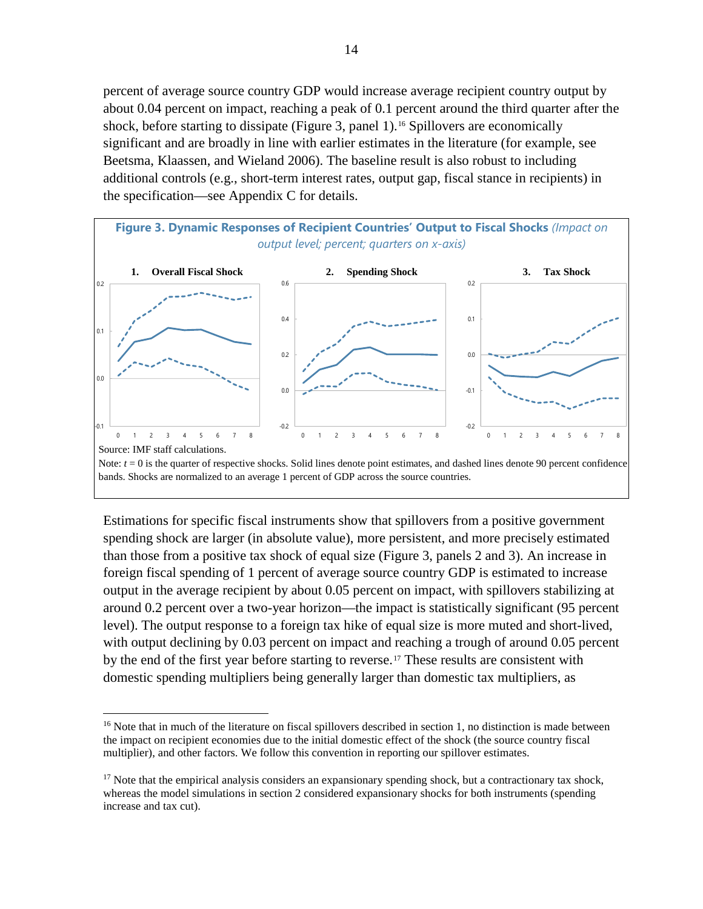percent of average source country GDP would increase average recipient country output by about 0.04 percent on impact, reaching a peak of 0.1 percent around the third quarter after the shock, before starting to dissipate (Figure 3, panel 1).[16] Spillovers are economically significant and are broadly in line with earlier estimates in the literature (for example, see Beetsma, Klaassen, and Wieland 2006). The baseline result is also robust to including additional controls (e.g., short-term interest rates, output gap, fiscal stance in recipients) in the specification—see Appendix C for details.

**Figure 3. Dynamic Responses of Recipient Countries' Output to Fiscal Shocks** *(Impact on output level; percent; quarters on x-axis)*

**1. Overall Fiscal Shock** **2. Spending Shock** **3. Tax Shock**

Source: IMF staff calculations.

Note: $t = 0$ is the quarter of respective shocks. Solid lines denote point estimates, and dashed lines denote 90 percent confidence bands. Shocks are normalized to an average 1 percent of GDP across the source countries.

Estimations for specific fiscal instruments show that spillovers from a positive government spending shock are larger (in absolute value), more persistent, and more precisely estimated than those from a positive tax shock of equal size (Figure 3, panels 2 and 3). An increase in foreign fiscal spending of 1 percent of average source country GDP is estimated to increase output in the average recipient by about 0.05 percent on impact, with spillovers stabilizing at around 0.2 percent over a two-year horizon—the impact is statistically significant (95 percent level). The output response to a foreign tax hike of equal size is more muted and short-lived, with output declining by 0.03 percent on impact and reaching a trough of around 0.05 percent by the end of the first year before starting to reverse.[17] These results are consistent with domestic spending multipliers being generally larger than domestic tax multipliers, as

---

[16] Note that in much of the literature on fiscal spillovers described in section 1, no distinction is made between the impact on recipient economies due to the initial domestic effect of the shock (the source country fiscal multiplier), and other factors. We follow this convention in reporting our spillover estimates.

[17] Note that the empirical analysis considers an expansionary spending shock, but a contractionary tax shock, whereas the model simulations in section 2 considered expansionary shocks for both instruments (spending increase and tax cut).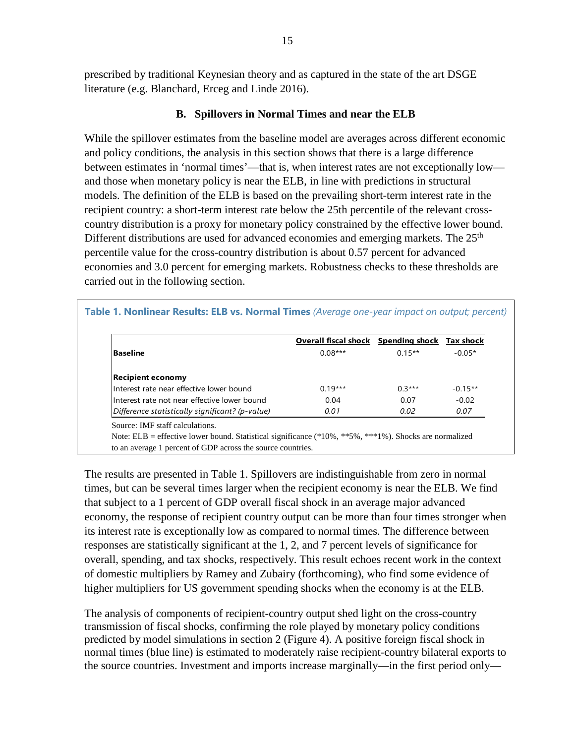prescribed by traditional Keynesian theory and as captured in the state of the art DSGE literature (e.g. Blanchard, Erceg and Linde 2016).

### B. Spillovers in Normal Times and near the ELB

While the spillover estimates from the baseline model are averages across different economic and policy conditions, the analysis in this section shows that there is a large difference between estimates in 'normal times'—that is, when interest rates are not exceptionally low—and those when monetary policy is near the ELB, in line with predictions in structural models. The definition of the ELB is based on the prevailing short-term interest rate in the recipient country: a short-term interest rate below the 25th percentile of the relevant cross-country distribution is a proxy for monetary policy constrained by the effective lower bound. Different distributions are used for advanced economies and emerging markets. The 25$^{th}$ percentile value for the cross-country distribution is about 0.57 percent for advanced economies and 3.0 percent for emerging markets. Robustness checks to these thresholds are carried out in the following section.

**Table 1. Nonlinear Results: ELB vs. Normal Times** *(Average one-year impact on output; percent)*

| | Overall fiscal shock | Spending shock | Tax shock |
|---|---|---|---|
| **Baseline** | 0.08*** | 0.15** | -0.05* |
| | | | |
| **Recipient economy** | | | |
| Interest rate near effective lower bound | 0.19*** | 0.3*** | -0.15** |
| Interest rate not near effective lower bound | 0.04 | 0.07 | -0.02 |
| *Difference statistically significant? (p-value)* | *0.01* | *0.02* | *0.07* |

Source: IMF staff calculations.

Note: ELB = effective lower bound. Statistical significance (*10%, **5%, ***1%). Shocks are normalized to an average 1 percent of GDP across the source countries.

The results are presented in Table 1. Spillovers are indistinguishable from zero in normal times, but can be several times larger when the recipient economy is near the ELB. We find that subject to a 1 percent of GDP overall fiscal shock in an average major advanced economy, the response of recipient country output can be more than four times stronger when its interest rate is exceptionally low as compared to normal times. The difference between responses are statistically significant at the 1, 2, and 7 percent levels of significance for overall, spending, and tax shocks, respectively. This result echoes recent work in the context of domestic multipliers by Ramey and Zubairy (forthcoming), who find some evidence of higher multipliers for US government spending shocks when the economy is at the ELB.

The analysis of components of recipient-country output shed light on the cross-country transmission of fiscal shocks, confirming the role played by monetary policy conditions predicted by model simulations in section 2 (Figure 4). A positive foreign fiscal shock in normal times (blue line) is estimated to moderately raise recipient-country bilateral exports to the source countries. Investment and imports increase marginally—in the first period only—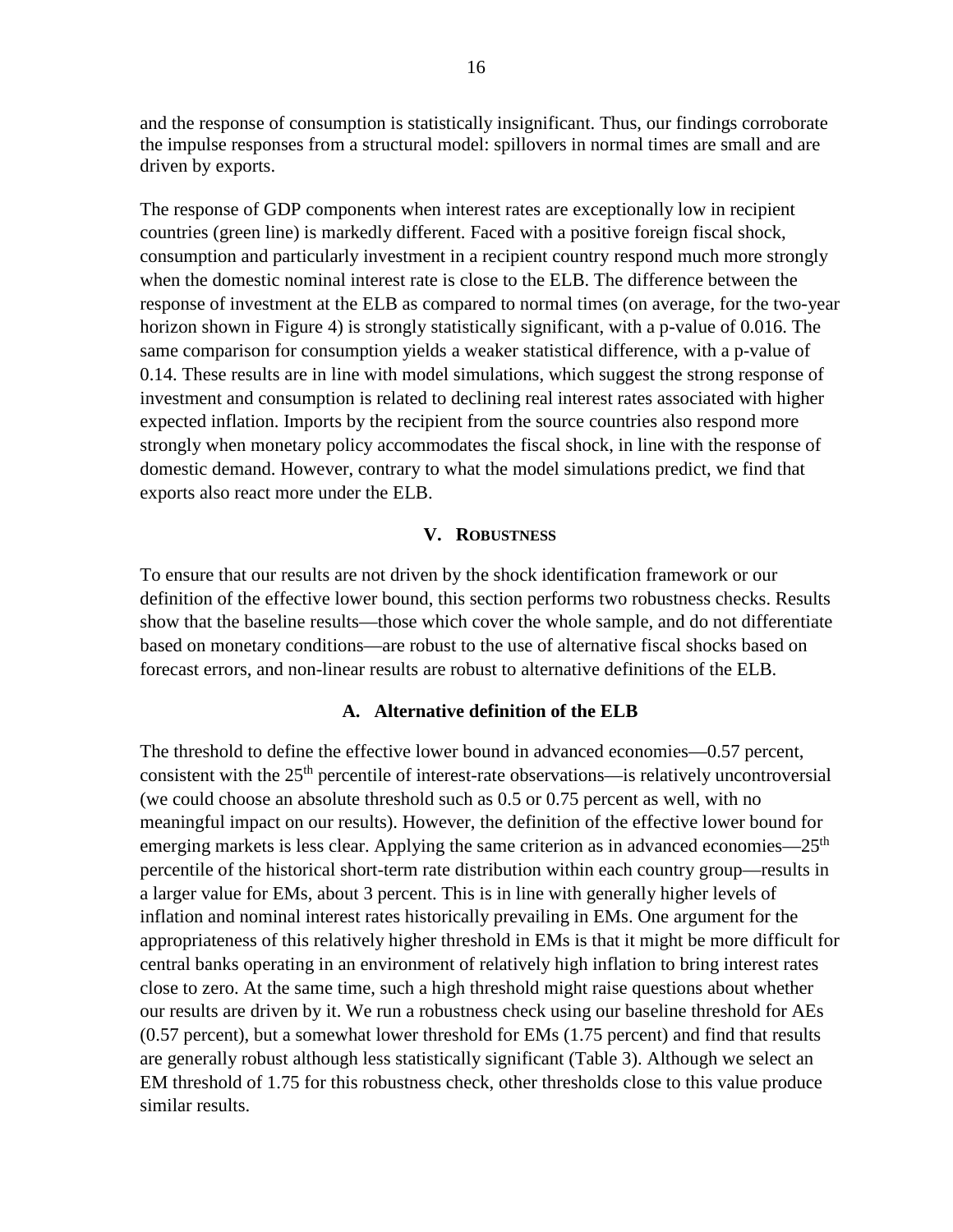and the response of consumption is statistically insignificant. Thus, our findings corroborate the impulse responses from a structural model: spillovers in normal times are small and are driven by exports.

The response of GDP components when interest rates are exceptionally low in recipient countries (green line) is markedly different. Faced with a positive foreign fiscal shock, consumption and particularly investment in a recipient country respond much more strongly when the domestic nominal interest rate is close to the ELB. The difference between the response of investment at the ELB as compared to normal times (on average, for the two-year horizon shown in Figure 4) is strongly statistically significant, with a p-value of 0.016. The same comparison for consumption yields a weaker statistical difference, with a p-value of 0.14. These results are in line with model simulations, which suggest the strong response of investment and consumption is related to declining real interest rates associated with higher expected inflation. Imports by the recipient from the source countries also respond more strongly when monetary policy accommodates the fiscal shock, in line with the response of domestic demand. However, contrary to what the model simulations predict, we find that exports also react more under the ELB.

## V. Robustness

To ensure that our results are not driven by the shock identification framework or our definition of the effective lower bound, this section performs two robustness checks. Results show that the baseline results—those which cover the whole sample, and do not differentiate based on monetary conditions—are robust to the use of alternative fiscal shocks based on forecast errors, and non-linear results are robust to alternative definitions of the ELB.

### A. Alternative definition of the ELB

The threshold to define the effective lower bound in advanced economies—0.57 percent, consistent with the 25th percentile of interest-rate observations—is relatively uncontroversial (we could choose an absolute threshold such as 0.5 or 0.75 percent as well, with no meaningful impact on our results). However, the definition of the effective lower bound for emerging markets is less clear. Applying the same criterion as in advanced economies—25th percentile of the historical short-term rate distribution within each country group—results in a larger value for EMs, about 3 percent. This is in line with generally higher levels of inflation and nominal interest rates historically prevailing in EMs. One argument for the appropriateness of this relatively higher threshold in EMs is that it might be more difficult for central banks operating in an environment of relatively high inflation to bring interest rates close to zero. At the same time, such a high threshold might raise questions about whether our results are driven by it. We run a robustness check using our baseline threshold for AEs (0.57 percent), but a somewhat lower threshold for EMs (1.75 percent) and find that results are generally robust although less statistically significant (Table 3). Although we select an EM threshold of 1.75 for this robustness check, other thresholds close to this value produce similar results.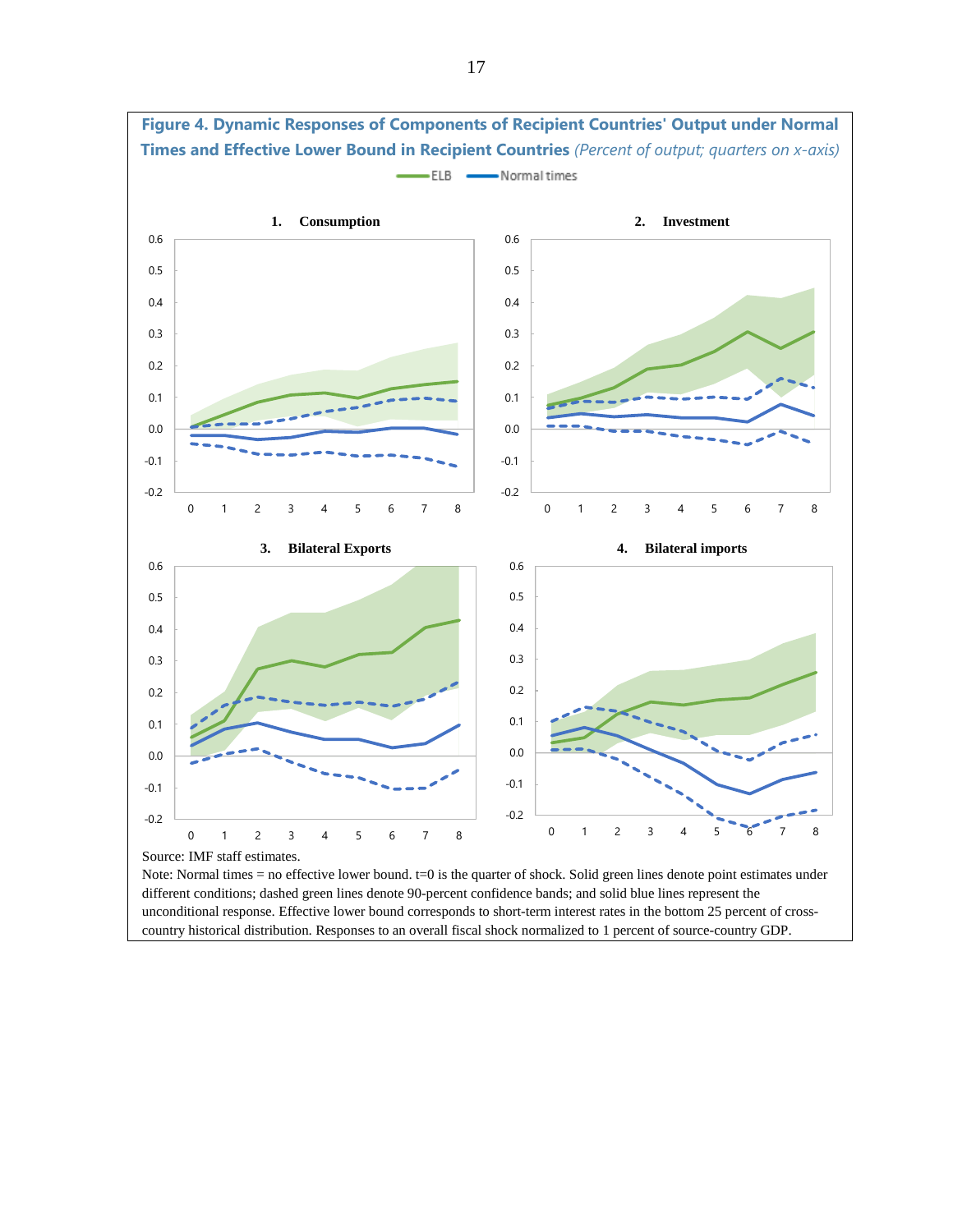**Figure 4. Dynamic Responses of Components of Recipient Countries' Output under Normal Times and Effective Lower Bound in Recipient Countries** *(Percent of output; quarters on x-axis)*

Source: IMF staff estimates.

Note: Normal times = no effective lower bound. t=0 is the quarter of shock. Solid green lines denote point estimates under different conditions; dashed green lines denote 90-percent confidence bands; and solid blue lines represent the unconditional response. Effective lower bound corresponds to short-term interest rates in the bottom 25 percent of cross-country historical distribution. Responses to an overall fiscal shock normalized to 1 percent of source-country GDP.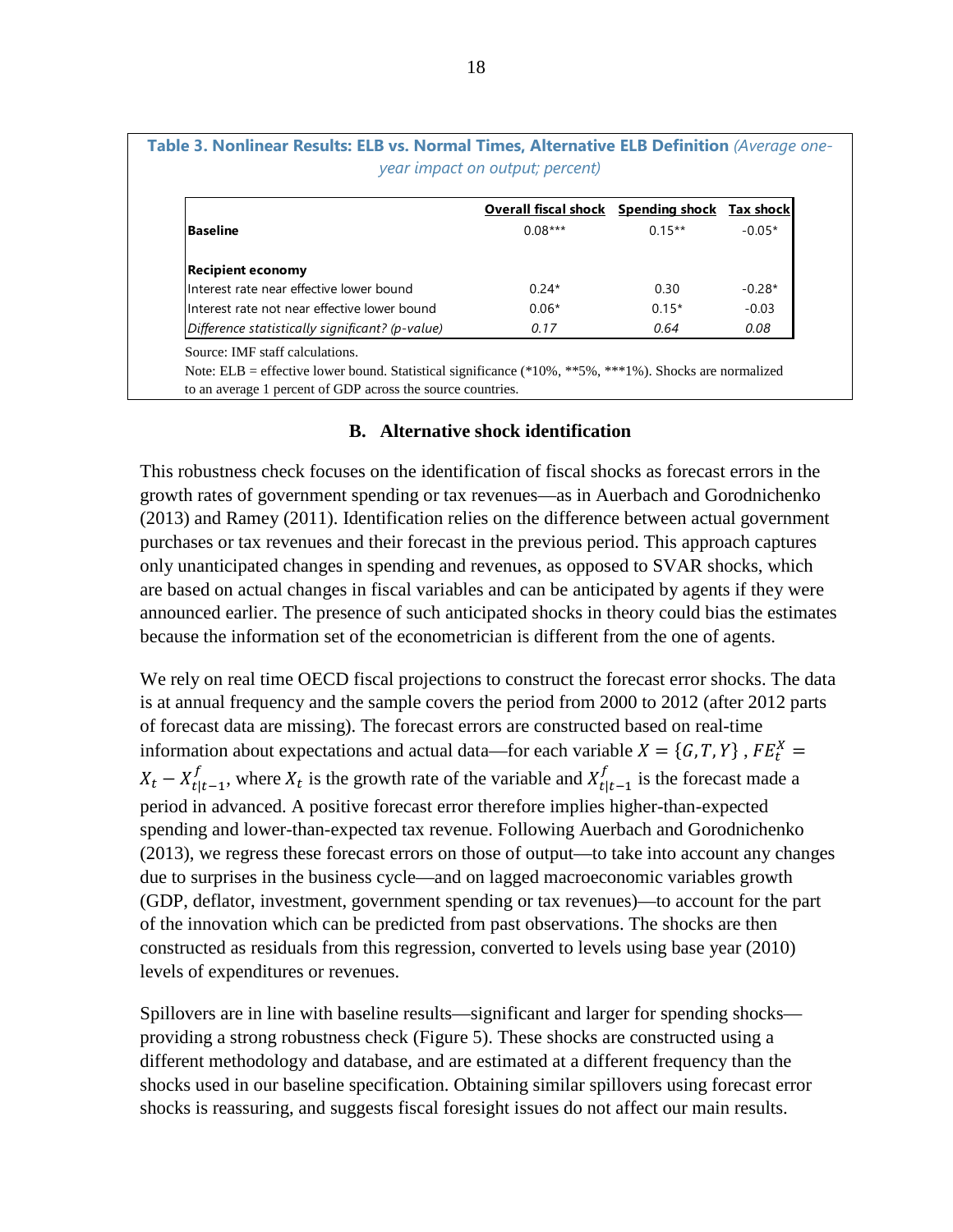**Table 3. Nonlinear Results: ELB vs. Normal Times, Alternative ELB Definition** *(Average one-year impact on output; percent)*

| | Overall fiscal shock | Spending shock | Tax shock |
|---|---|---|---|
| **Baseline** | 0.08*** | 0.15** | -0.05* |
| | | | |
| **Recipient economy** | | | |
| Interest rate near effective lower bound | 0.24* | 0.30 | -0.28* |
| Interest rate not near effective lower bound | 0.06* | 0.15* | -0.03 |
| *Difference statistically significant? (p-value)* | *0.17* | *0.64* | *0.08* |

Source: IMF staff calculations.

Note: ELB = effective lower bound. Statistical significance (*10%, **5%, ***1%). Shocks are normalized to an average 1 percent of GDP across the source countries.

### B. Alternative shock identification

This robustness check focuses on the identification of fiscal shocks as forecast errors in the growth rates of government spending or tax revenues—as in Auerbach and Gorodnichenko (2013) and Ramey (2011). Identification relies on the difference between actual government purchases or tax revenues and their forecast in the previous period. This approach captures only unanticipated changes in spending and revenues, as opposed to SVAR shocks, which are based on actual changes in fiscal variables and can be anticipated by agents if they were announced earlier. The presence of such anticipated shocks in theory could bias the estimates because the information set of the econometrician is different from the one of agents.

We rely on real time OECD fiscal projections to construct the forecast error shocks. The data is at annual frequency and the sample covers the period from 2000 to 2012 (after 2012 parts of forecast data are missing). The forecast errors are constructed based on real-time information about expectations and actual data—for each variable $X = \{G, T, Y\}$ , $FE_t^X = X_t - X_{t|t-1}^f$, where $X_t$ is the growth rate of the variable and $X_{t|t-1}^f$ is the forecast made a period in advanced. A positive forecast error therefore implies higher-than-expected spending and lower-than-expected tax revenue. Following Auerbach and Gorodnichenko (2013), we regress these forecast errors on those of output—to take into account any changes due to surprises in the business cycle—and on lagged macroeconomic variables growth (GDP, deflator, investment, government spending or tax revenues)—to account for the part of the innovation which can be predicted from past observations. The shocks are then constructed as residuals from this regression, converted to levels using base year (2010) levels of expenditures or revenues.

Spillovers are in line with baseline results—significant and larger for spending shocks—providing a strong robustness check (Figure 5). These shocks are constructed using a different methodology and database, and are estimated at a different frequency than the shocks used in our baseline specification. Obtaining similar spillovers using forecast error shocks is reassuring, and suggests fiscal foresight issues do not affect our main results.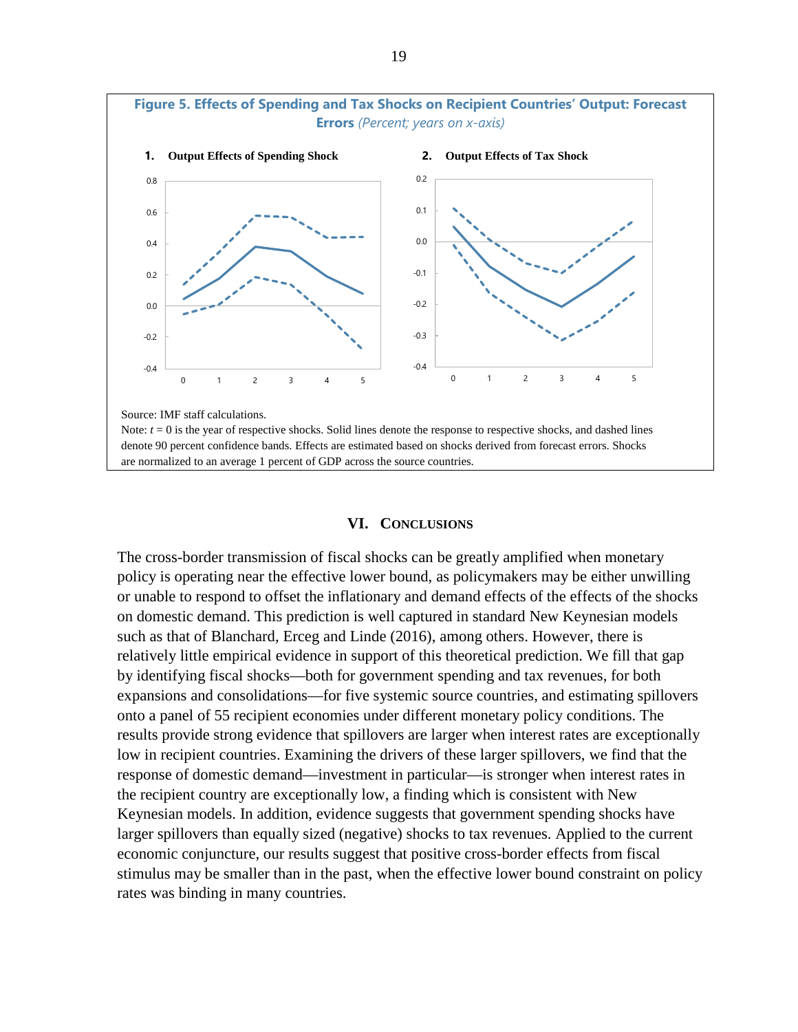**Figure 5. Effects of Spending and Tax Shocks on Recipient Countries' Output: Forecast Errors** *(Percent; years on x-axis)*

**1. Output Effects of Spending Shock**

**2. Output Effects of Tax Shock**

Source: IMF staff calculations.

Note: $t = 0$ is the year of respective shocks. Solid lines denote the response to respective shocks, and dashed lines denote 90 percent confidence bands. Effects are estimated based on shocks derived from forecast errors. Shocks are normalized to an average 1 percent of GDP across the source countries.

# VI. Conclusions

The cross-border transmission of fiscal shocks can be greatly amplified when monetary policy is operating near the effective lower bound, as policymakers may be either unwilling or unable to respond to offset the inflationary and demand effects of the effects of the shocks on domestic demand. This prediction is well captured in standard New Keynesian models such as that of Blanchard, Erceg and Linde (2016), among others. However, there is relatively little empirical evidence in support of this theoretical prediction. We fill that gap by identifying fiscal shocks—both for government spending and tax revenues, for both expansions and consolidations—for five systemic source countries, and estimating spillovers onto a panel of 55 recipient economies under different monetary policy conditions. The results provide strong evidence that spillovers are larger when interest rates are exceptionally low in recipient countries. Examining the drivers of these larger spillovers, we find that the response of domestic demand—investment in particular—is stronger when interest rates in the recipient country are exceptionally low, a finding which is consistent with New Keynesian models. In addition, evidence suggests that government spending shocks have larger spillovers than equally sized (negative) shocks to tax revenues. Applied to the current economic conjuncture, our results suggest that positive cross-border effects from fiscal stimulus may be smaller than in the past, when the effective lower bound constraint on policy rates was binding in many countries.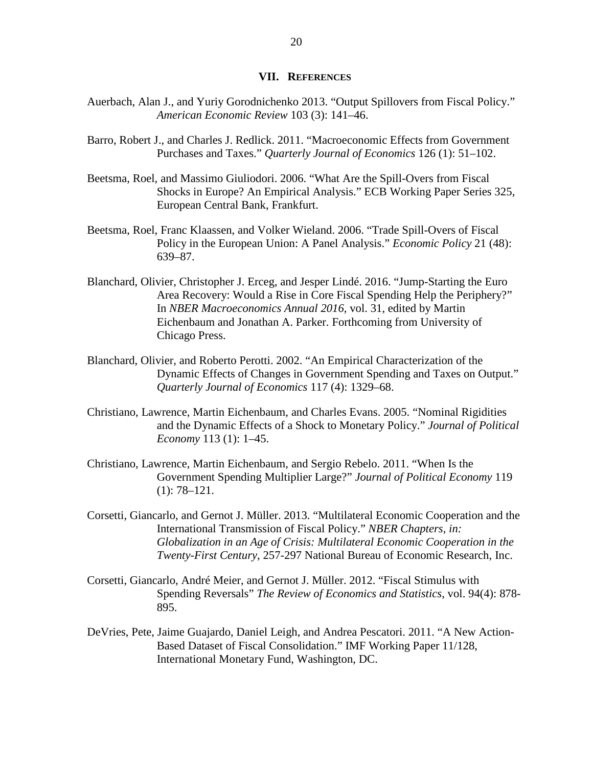## VII. REFERENCES

Auerbach, Alan J., and Yuriy Gorodnichenko 2013. "Output Spillovers from Fiscal Policy." *American Economic Review* 103 (3): 141–46.

Barro, Robert J., and Charles J. Redlick. 2011. "Macroeconomic Effects from Government Purchases and Taxes." *Quarterly Journal of Economics* 126 (1): 51–102.

Beetsma, Roel, and Massimo Giuliodori. 2006. "What Are the Spill-Overs from Fiscal Shocks in Europe? An Empirical Analysis." ECB Working Paper Series 325, European Central Bank, Frankfurt.

Beetsma, Roel, Franc Klaassen, and Volker Wieland. 2006. "Trade Spill-Overs of Fiscal Policy in the European Union: A Panel Analysis." *Economic Policy* 21 (48): 639–87.

Blanchard, Olivier, Christopher J. Erceg, and Jesper Lindé. 2016. "Jump-Starting the Euro Area Recovery: Would a Rise in Core Fiscal Spending Help the Periphery?" In *NBER Macroeconomics Annual 2016*, vol. 31, edited by Martin Eichenbaum and Jonathan A. Parker. Forthcoming from University of Chicago Press.

Blanchard, Olivier, and Roberto Perotti. 2002. "An Empirical Characterization of the Dynamic Effects of Changes in Government Spending and Taxes on Output." *Quarterly Journal of Economics* 117 (4): 1329–68.

Christiano, Lawrence, Martin Eichenbaum, and Charles Evans. 2005. "Nominal Rigidities and the Dynamic Effects of a Shock to Monetary Policy." *Journal of Political Economy* 113 (1): 1–45.

Christiano, Lawrence, Martin Eichenbaum, and Sergio Rebelo. 2011. "When Is the Government Spending Multiplier Large?" *Journal of Political Economy* 119 (1): 78–121.

Corsetti, Giancarlo, and Gernot J. Müller. 2013. "Multilateral Economic Cooperation and the International Transmission of Fiscal Policy." *NBER Chapters, in: Globalization in an Age of Crisis: Multilateral Economic Cooperation in the Twenty-First Century*, 257-297 National Bureau of Economic Research, Inc.

Corsetti, Giancarlo, André Meier, and Gernot J. Müller. 2012. "Fiscal Stimulus with Spending Reversals" *The Review of Economics and Statistics*, vol. 94(4): 878-895.

DeVries, Pete, Jaime Guajardo, Daniel Leigh, and Andrea Pescatori. 2011. "A New Action-Based Dataset of Fiscal Consolidation." IMF Working Paper 11/128, International Monetary Fund, Washington, DC.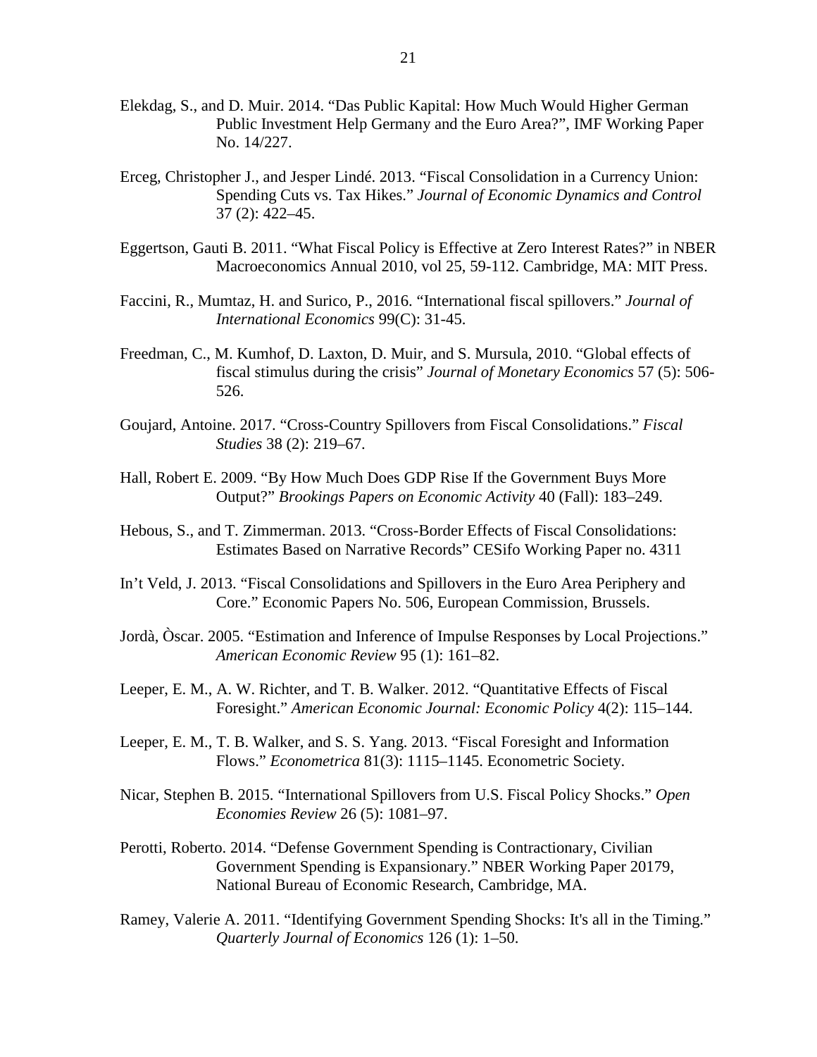Elekdag, S., and D. Muir. 2014. "Das Public Kapital: How Much Would Higher German Public Investment Help Germany and the Euro Area?", IMF Working Paper No. 14/227.

Erceg, Christopher J., and Jesper Lindé. 2013. "Fiscal Consolidation in a Currency Union: Spending Cuts vs. Tax Hikes." *Journal of Economic Dynamics and Control* 37 (2): 422–45.

Eggertson, Gauti B. 2011. "What Fiscal Policy is Effective at Zero Interest Rates?" in NBER Macroeconomics Annual 2010, vol 25, 59-112. Cambridge, MA: MIT Press.

Faccini, R., Mumtaz, H. and Surico, P., 2016. "International fiscal spillovers." *Journal of International Economics* 99(C): 31-45.

Freedman, C., M. Kumhof, D. Laxton, D. Muir, and S. Mursula, 2010. "Global effects of fiscal stimulus during the crisis" *Journal of Monetary Economics* 57 (5): 506-526.

Goujard, Antoine. 2017. "Cross-Country Spillovers from Fiscal Consolidations." *Fiscal Studies* 38 (2): 219–67.

Hall, Robert E. 2009. "By How Much Does GDP Rise If the Government Buys More Output?" *Brookings Papers on Economic Activity* 40 (Fall): 183–249.

Hebous, S., and T. Zimmerman. 2013. "Cross-Border Effects of Fiscal Consolidations: Estimates Based on Narrative Records" CESifo Working Paper no. 4311

In't Veld, J. 2013. "Fiscal Consolidations and Spillovers in the Euro Area Periphery and Core." Economic Papers No. 506, European Commission, Brussels.

Jordà, Òscar. 2005. "Estimation and Inference of Impulse Responses by Local Projections." *American Economic Review* 95 (1): 161–82.

Leeper, E. M., A. W. Richter, and T. B. Walker. 2012. "Quantitative Effects of Fiscal Foresight." *American Economic Journal: Economic Policy* 4(2): 115–144.

Leeper, E. M., T. B. Walker, and S. S. Yang. 2013. "Fiscal Foresight and Information Flows." *Econometrica* 81(3): 1115–1145. Econometric Society.

Nicar, Stephen B. 2015. "International Spillovers from U.S. Fiscal Policy Shocks." *Open Economies Review* 26 (5): 1081–97.

Perotti, Roberto. 2014. "Defense Government Spending is Contractionary, Civilian Government Spending is Expansionary." NBER Working Paper 20179, National Bureau of Economic Research, Cambridge, MA.

Ramey, Valerie A. 2011. "Identifying Government Spending Shocks: It's all in the Timing." *Quarterly Journal of Economics* 126 (1): 1–50.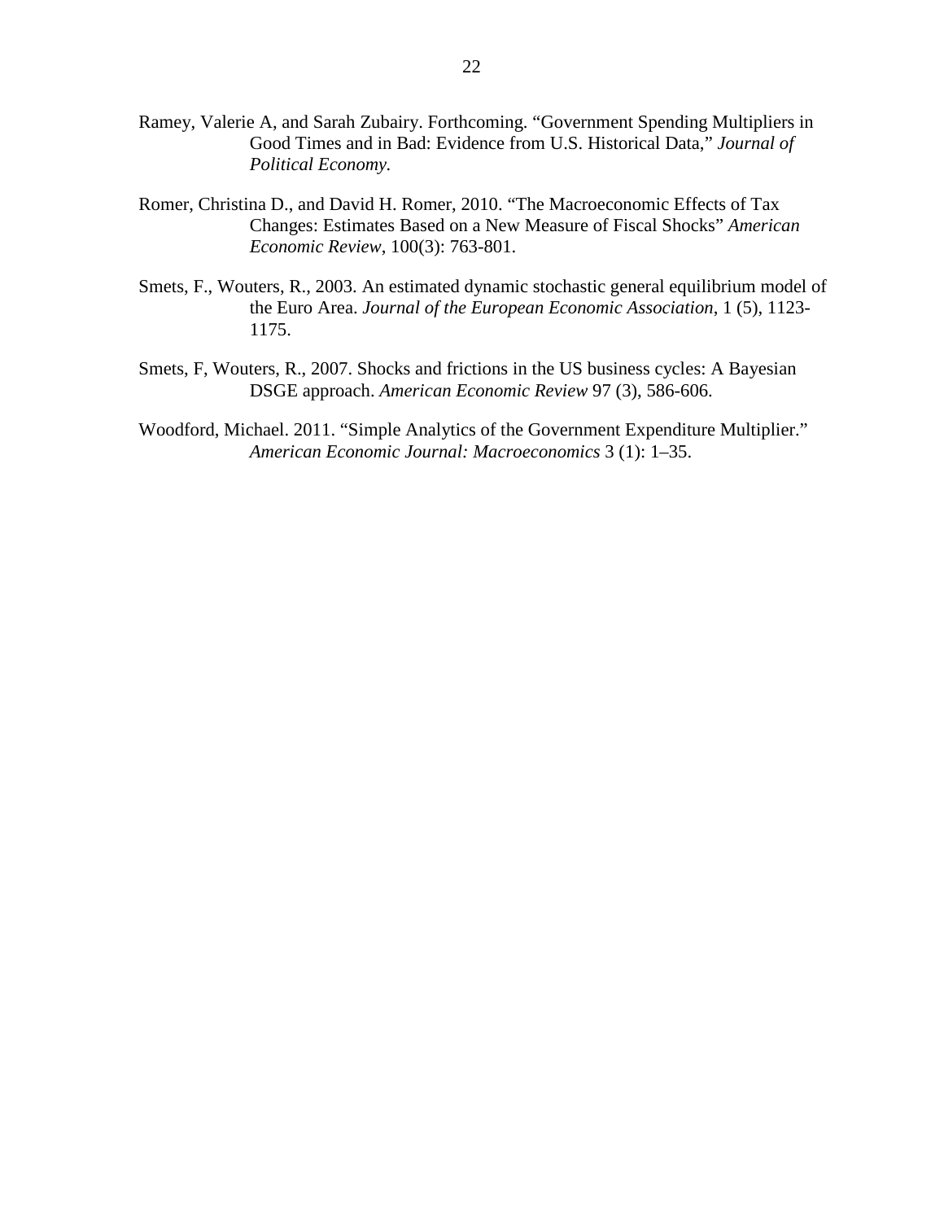Ramey, Valerie A, and Sarah Zubairy. Forthcoming. "Government Spending Multipliers in Good Times and in Bad: Evidence from U.S. Historical Data," *Journal of Political Economy.*

Romer, Christina D., and David H. Romer, 2010. "The Macroeconomic Effects of Tax Changes: Estimates Based on a New Measure of Fiscal Shocks" *American Economic Review*, 100(3): 763-801.

Smets, F., Wouters, R., 2003. An estimated dynamic stochastic general equilibrium model of the Euro Area. *Journal of the European Economic Association*, 1 (5), 1123-1175.

Smets, F, Wouters, R., 2007. Shocks and frictions in the US business cycles: A Bayesian DSGE approach. *American Economic Review* 97 (3), 586-606.

Woodford, Michael. 2011. "Simple Analytics of the Government Expenditure Multiplier." *American Economic Journal: Macroeconomics* 3 (1): 1–35.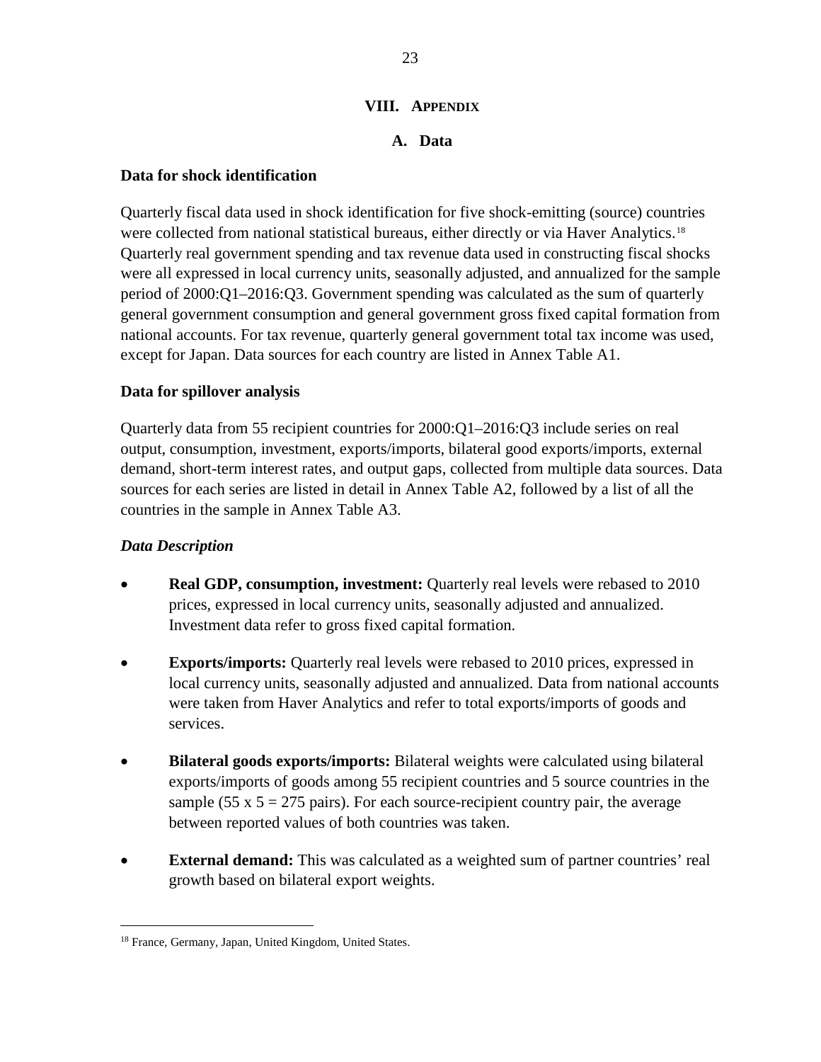# VIII. Appendix

## A. Data

### Data for shock identification

Quarterly fiscal data used in shock identification for five shock-emitting (source) countries were collected from national statistical bureaus, either directly or via Haver Analytics.[18] Quarterly real government spending and tax revenue data used in constructing fiscal shocks were all expressed in local currency units, seasonally adjusted, and annualized for the sample period of 2000:Q1–2016:Q3. Government spending was calculated as the sum of quarterly general government consumption and general government gross fixed capital formation from national accounts. For tax revenue, quarterly general government total tax income was used, except for Japan. Data sources for each country are listed in Annex Table A1.

### Data for spillover analysis

Quarterly data from 55 recipient countries for 2000:Q1–2016:Q3 include series on real output, consumption, investment, exports/imports, bilateral good exports/imports, external demand, short-term interest rates, and output gaps, collected from multiple data sources. Data sources for each series are listed in detail in Annex Table A2, followed by a list of all the countries in the sample in Annex Table A3.

#### *Data Description*

- **Real GDP, consumption, investment:** Quarterly real levels were rebased to 2010 prices, expressed in local currency units, seasonally adjusted and annualized. Investment data refer to gross fixed capital formation.
- **Exports/imports:** Quarterly real levels were rebased to 2010 prices, expressed in local currency units, seasonally adjusted and annualized. Data from national accounts were taken from Haver Analytics and refer to total exports/imports of goods and services.
- **Bilateral goods exports/imports:** Bilateral weights were calculated using bilateral exports/imports of goods among 55 recipient countries and 5 source countries in the sample (55 x 5 = 275 pairs). For each source-recipient country pair, the average between reported values of both countries was taken.
- **External demand:** This was calculated as a weighted sum of partner countries' real growth based on bilateral export weights.

---

[18] France, Germany, Japan, United Kingdom, United States.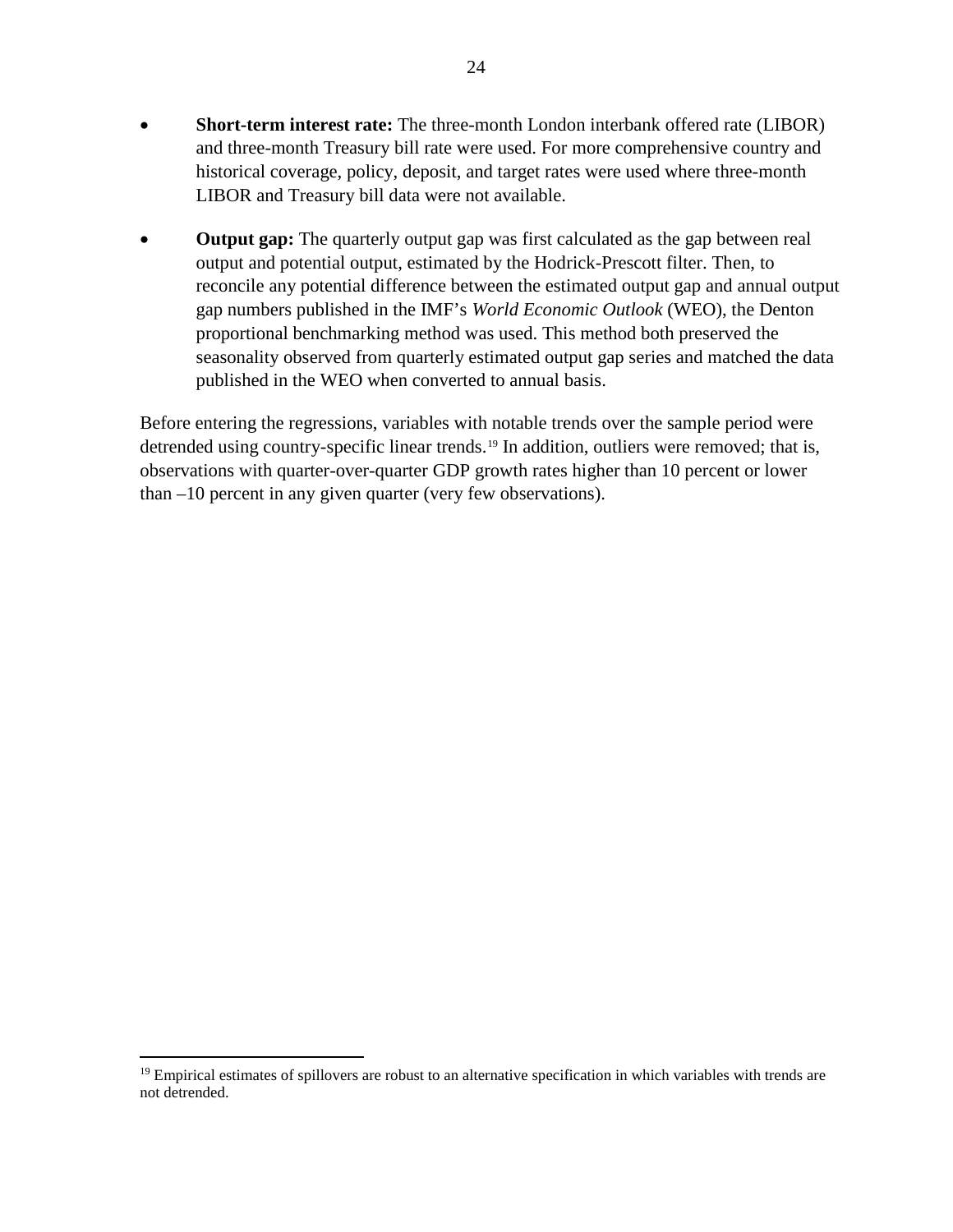- **Short-term interest rate:** The three-month London interbank offered rate (LIBOR) and three-month Treasury bill rate were used. For more comprehensive country and historical coverage, policy, deposit, and target rates were used where three-month LIBOR and Treasury bill data were not available.

- **Output gap:** The quarterly output gap was first calculated as the gap between real output and potential output, estimated by the Hodrick-Prescott filter. Then, to reconcile any potential difference between the estimated output gap and annual output gap numbers published in the IMF's *World Economic Outlook* (WEO), the Denton proportional benchmarking method was used. This method both preserved the seasonality observed from quarterly estimated output gap series and matched the data published in the WEO when converted to annual basis.

Before entering the regressions, variables with notable trends over the sample period were detrended using country-specific linear trends.[19] In addition, outliers were removed; that is, observations with quarter-over-quarter GDP growth rates higher than 10 percent or lower than –10 percent in any given quarter (very few observations).

[19] Empirical estimates of spillovers are robust to an alternative specification in which variables with trends are not detrended.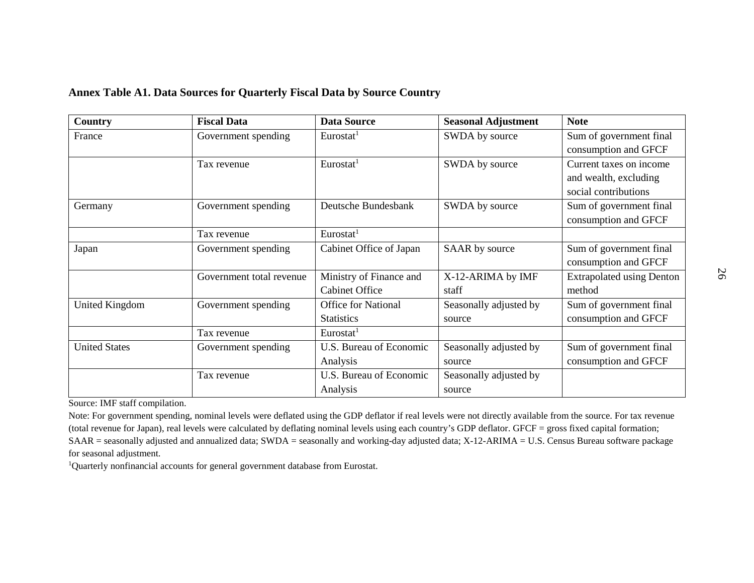**Annex Table A1. Data Sources for Quarterly Fiscal Data by Source Country**

| Country | Fiscal Data | Data Source | Seasonal Adjustment | Note |
| --- | --- | --- | --- | --- |
| France | Government spending | Eurostat[1] | SWDA by source | Sum of government final consumption and GFCF |
| | Tax revenue | Eurostat[1] | SWDA by source | Current taxes on income and wealth, excluding social contributions |
| Germany | Government spending | Deutsche Bundesbank | SWDA by source | Sum of government final consumption and GFCF |
| | Tax revenue | Eurostat[1] | | |
| Japan | Government spending | Cabinet Office of Japan | SAAR by source | Sum of government final consumption and GFCF |
| | Government total revenue | Ministry of Finance and Cabinet Office | X-12-ARIMA by IMF staff | Extrapolated using Denton method |
| United Kingdom | Government spending | Office for National Statistics | Seasonally adjusted by source | Sum of government final consumption and GFCF |
| | Tax revenue | Eurostat[1] | | |
| United States | Government spending | U.S. Bureau of Economic Analysis | Seasonally adjusted by source | Sum of government final consumption and GFCF |
| | Tax revenue | U.S. Bureau of Economic Analysis | Seasonally adjusted by source | |

Source: IMF staff compilation.

Note: For government spending, nominal levels were deflated using the GDP deflator if real levels were not directly available from the source. For tax revenue (total revenue for Japan), real levels were calculated by deflating nominal levels using each country's GDP deflator. GFCF = gross fixed capital formation; SAAR = seasonally adjusted and annualized data; SWDA = seasonally and working-day adjusted data; X-12-ARIMA = U.S. Census Bureau software package for seasonal adjustment.

[1]Quarterly nonfinancial accounts for general government database from Eurostat.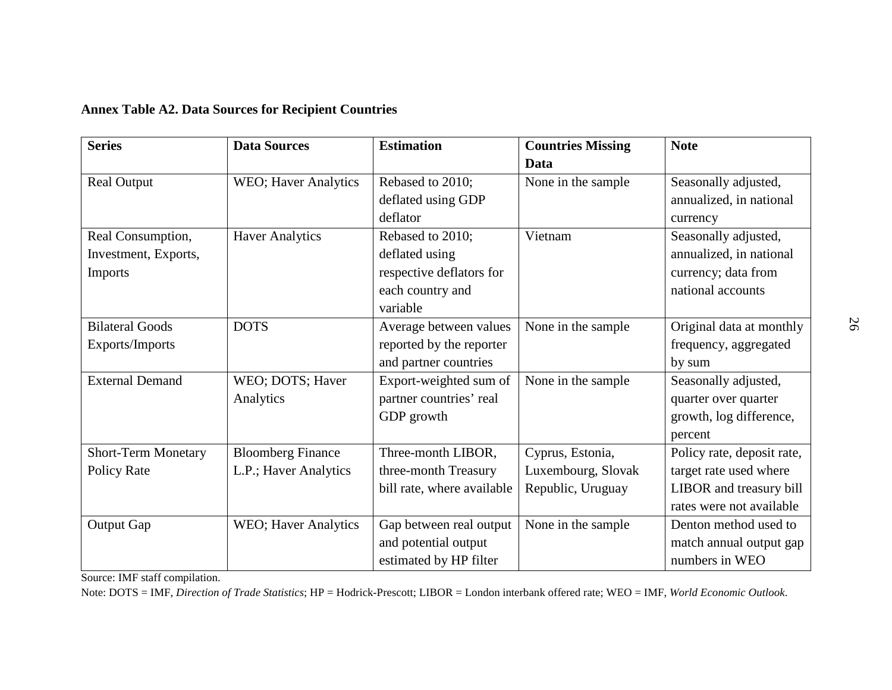**Annex Table A2. Data Sources for Recipient Countries**

| Series | Data Sources | Estimation | Countries Missing Data | Note |
|---|---|---|---|---|
| Real Output | WEO; Haver Analytics | Rebased to 2010; deflated using GDP deflator | None in the sample | Seasonally adjusted, annualized, in national currency |
| Real Consumption, Investment, Exports, Imports | Haver Analytics | Rebased to 2010; deflated using respective deflators for each country and variable | Vietnam | Seasonally adjusted, annualized, in national currency; data from national accounts |
| Bilateral Goods Exports/Imports | DOTS | Average between values reported by the reporter and partner countries | None in the sample | Original data at monthly frequency, aggregated by sum |
| External Demand | WEO; DOTS; Haver Analytics | Export-weighted sum of partner countries' real GDP growth | None in the sample | Seasonally adjusted, quarter over quarter growth, log difference, percent |
| Short-Term Monetary Policy Rate | Bloomberg Finance L.P.; Haver Analytics | Three-month LIBOR, three-month Treasury bill rate, where available | Cyprus, Estonia, Luxembourg, Slovak Republic, Uruguay | Policy rate, deposit rate, target rate used where LIBOR and treasury bill rates were not available |
| Output Gap | WEO; Haver Analytics | Gap between real output and potential output estimated by HP filter | None in the sample | Denton method used to match annual output gap numbers in WEO |

Source: IMF staff compilation.

Note: DOTS = IMF, *Direction of Trade Statistics*; HP = Hodrick-Prescott; LIBOR = London interbank offered rate; WEO = IMF, *World Economic Outlook*.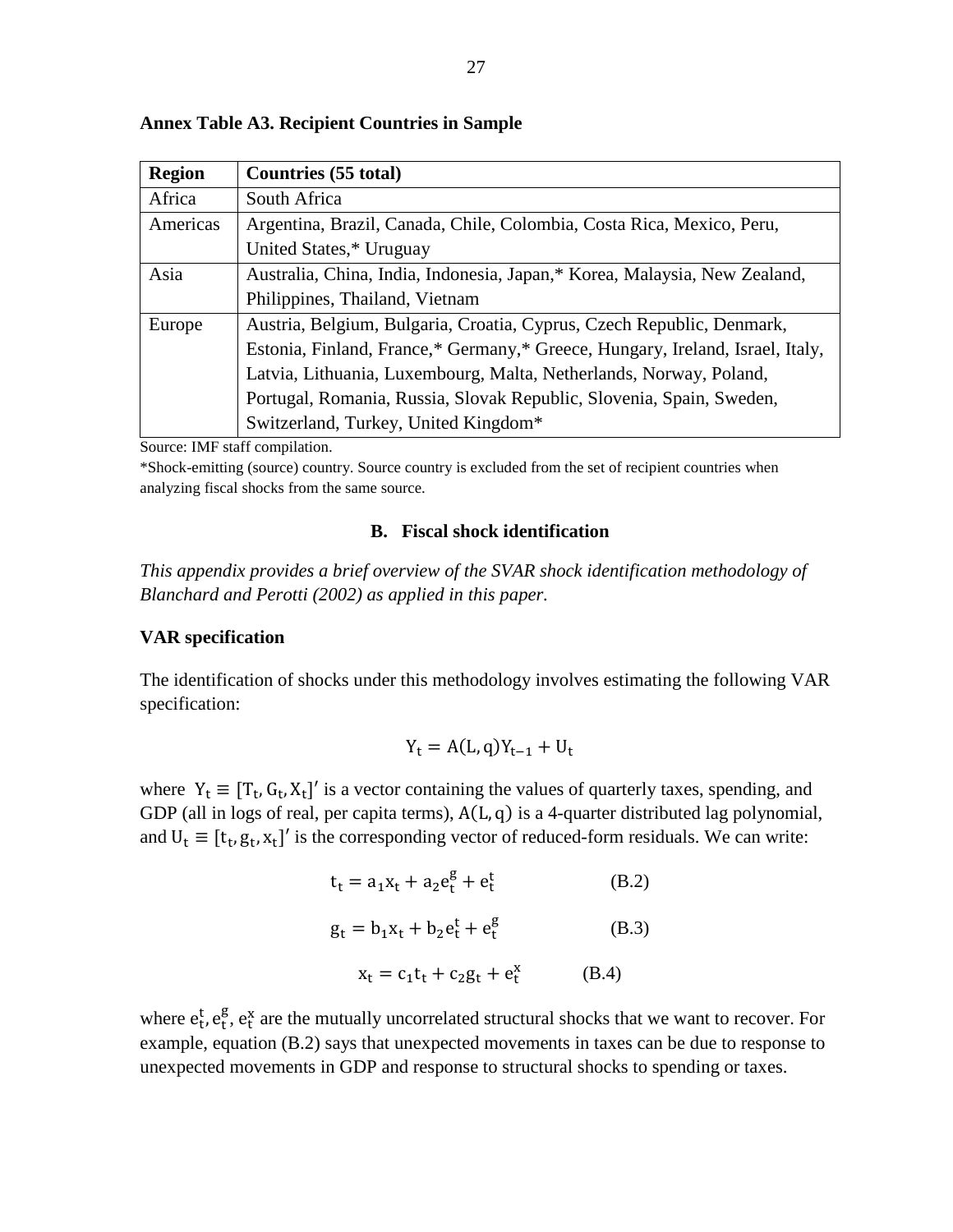**Annex Table A3. Recipient Countries in Sample**

| Region | Countries (55 total) |
| --- | --- |
| Africa | South Africa |
| Americas | Argentina, Brazil, Canada, Chile, Colombia, Costa Rica, Mexico, Peru, United States,* Uruguay |
| Asia | Australia, China, India, Indonesia, Japan,* Korea, Malaysia, New Zealand, Philippines, Thailand, Vietnam |
| Europe | Austria, Belgium, Bulgaria, Croatia, Cyprus, Czech Republic, Denmark, Estonia, Finland, France,* Germany,* Greece, Hungary, Ireland, Israel, Italy, Latvia, Lithuania, Luxembourg, Malta, Netherlands, Norway, Poland, Portugal, Romania, Russia, Slovak Republic, Slovenia, Spain, Sweden, Switzerland, Turkey, United Kingdom* |

Source: IMF staff compilation.

*Shock-emitting (source) country. Source country is excluded from the set of recipient countries when analyzing fiscal shocks from the same source.

## B. Fiscal shock identification

*This appendix provides a brief overview of the SVAR shock identification methodology of Blanchard and Perotti (2002) as applied in this paper.*

**VAR specification**

The identification of shocks under this methodology involves estimating the following VAR specification:

$$Y_t = A(L,q)Y_{t-1} + U_t$$

where $Y_t \equiv [T_t, G_t, X_t]'$ is a vector containing the values of quarterly taxes, spending, and GDP (all in logs of real, per capita terms), $A(L,q)$ is a 4-quarter distributed lag polynomial, and $U_t \equiv [t_t, g_t, x_t]'$ is the corresponding vector of reduced-form residuals. We can write:

$$t_t = a_1 x_t + a_2 e_t^g + e_t^t \qquad \text{(B.2)}$$

$$g_t = b_1 x_t + b_2 e_t^t + e_t^g \qquad \text{(B.3)}$$

$$x_t = c_1 t_t + c_2 g_t + e_t^x \qquad \text{(B.4)}$$

where $e_t^t, e_t^g, e_t^x$ are the mutually uncorrelated structural shocks that we want to recover. For example, equation (B.2) says that unexpected movements in taxes can be due to response to unexpected movements in GDP and response to structural shocks to spending or taxes.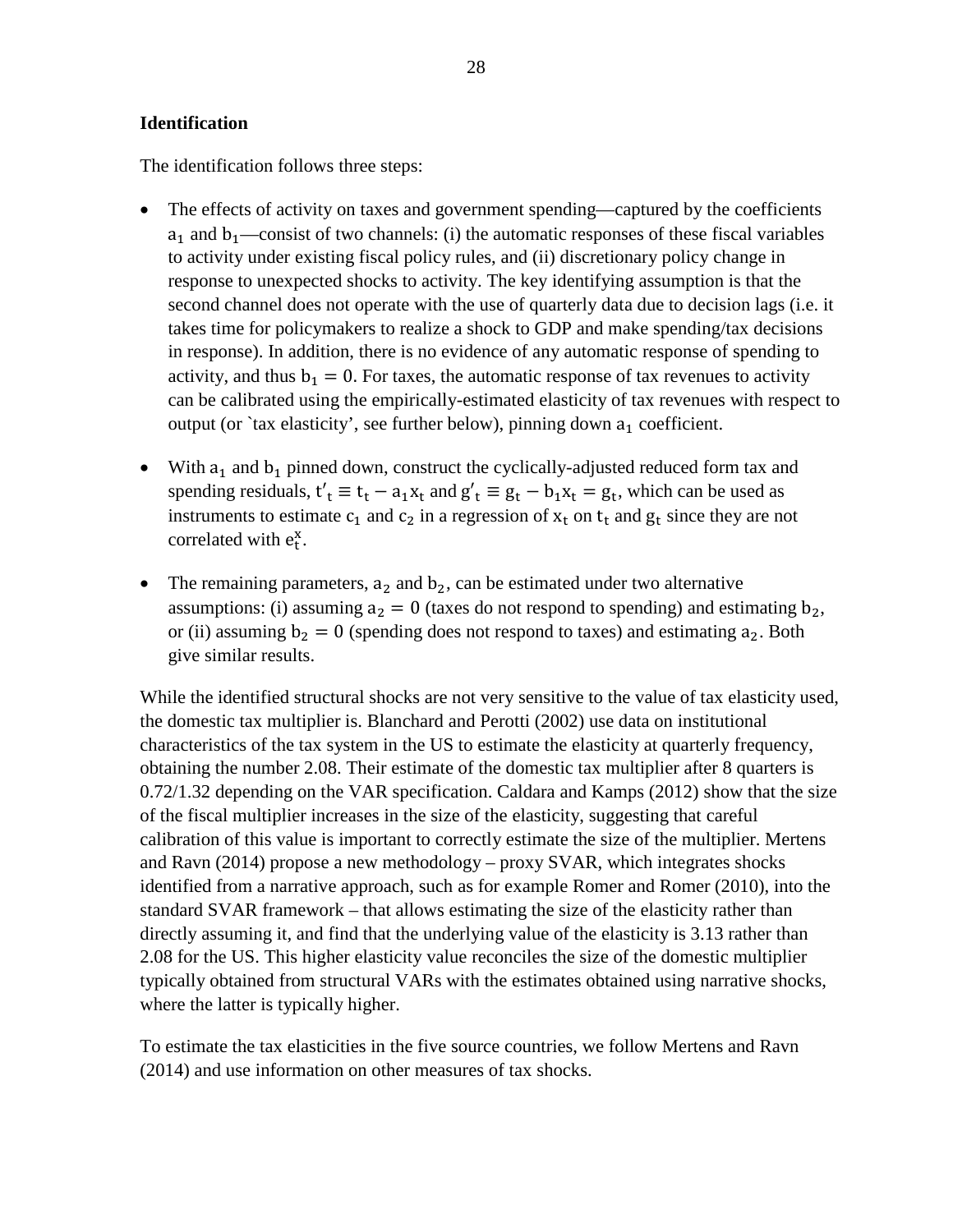**Identification**

The identification follows three steps:

- The effects of activity on taxes and government spending—captured by the coefficients $a_1$ and $b_1$—consist of two channels: (i) the automatic responses of these fiscal variables to activity under existing fiscal policy rules, and (ii) discretionary policy change in response to unexpected shocks to activity. The key identifying assumption is that the second channel does not operate with the use of quarterly data due to decision lags (i.e. it takes time for policymakers to realize a shock to GDP and make spending/tax decisions in response). In addition, there is no evidence of any automatic response of spending to activity, and thus $b_1 = 0$. For taxes, the automatic response of tax revenues to activity can be calibrated using the empirically-estimated elasticity of tax revenues with respect to output (or `tax elasticity', see further below), pinning down $a_1$ coefficient.
- With $a_1$ and $b_1$ pinned down, construct the cyclically-adjusted reduced form tax and spending residuals, $t'_t \equiv t_t - a_1 x_t$ and $g'_t \equiv g_t - b_1 x_t = g_t$, which can be used as instruments to estimate $c_1$ and $c_2$ in a regression of $x_t$ on $t_t$ and $g_t$ since they are not correlated with $e_t^x$.
- The remaining parameters, $a_2$ and $b_2$, can be estimated under two alternative assumptions: (i) assuming $a_2 = 0$ (taxes do not respond to spending) and estimating $b_2$, or (ii) assuming $b_2 = 0$ (spending does not respond to taxes) and estimating $a_2$. Both give similar results.

While the identified structural shocks are not very sensitive to the value of tax elasticity used, the domestic tax multiplier is. Blanchard and Perotti (2002) use data on institutional characteristics of the tax system in the US to estimate the elasticity at quarterly frequency, obtaining the number 2.08. Their estimate of the domestic tax multiplier after 8 quarters is 0.72/1.32 depending on the VAR specification. Caldara and Kamps (2012) show that the size of the fiscal multiplier increases in the size of the elasticity, suggesting that careful calibration of this value is important to correctly estimate the size of the multiplier. Mertens and Ravn (2014) propose a new methodology – proxy SVAR, which integrates shocks identified from a narrative approach, such as for example Romer and Romer (2010), into the standard SVAR framework – that allows estimating the size of the elasticity rather than directly assuming it, and find that the underlying value of the elasticity is 3.13 rather than 2.08 for the US. This higher elasticity value reconciles the size of the domestic multiplier typically obtained from structural VARs with the estimates obtained using narrative shocks, where the latter is typically higher.

To estimate the tax elasticities in the five source countries, we follow Mertens and Ravn (2014) and use information on other measures of tax shocks.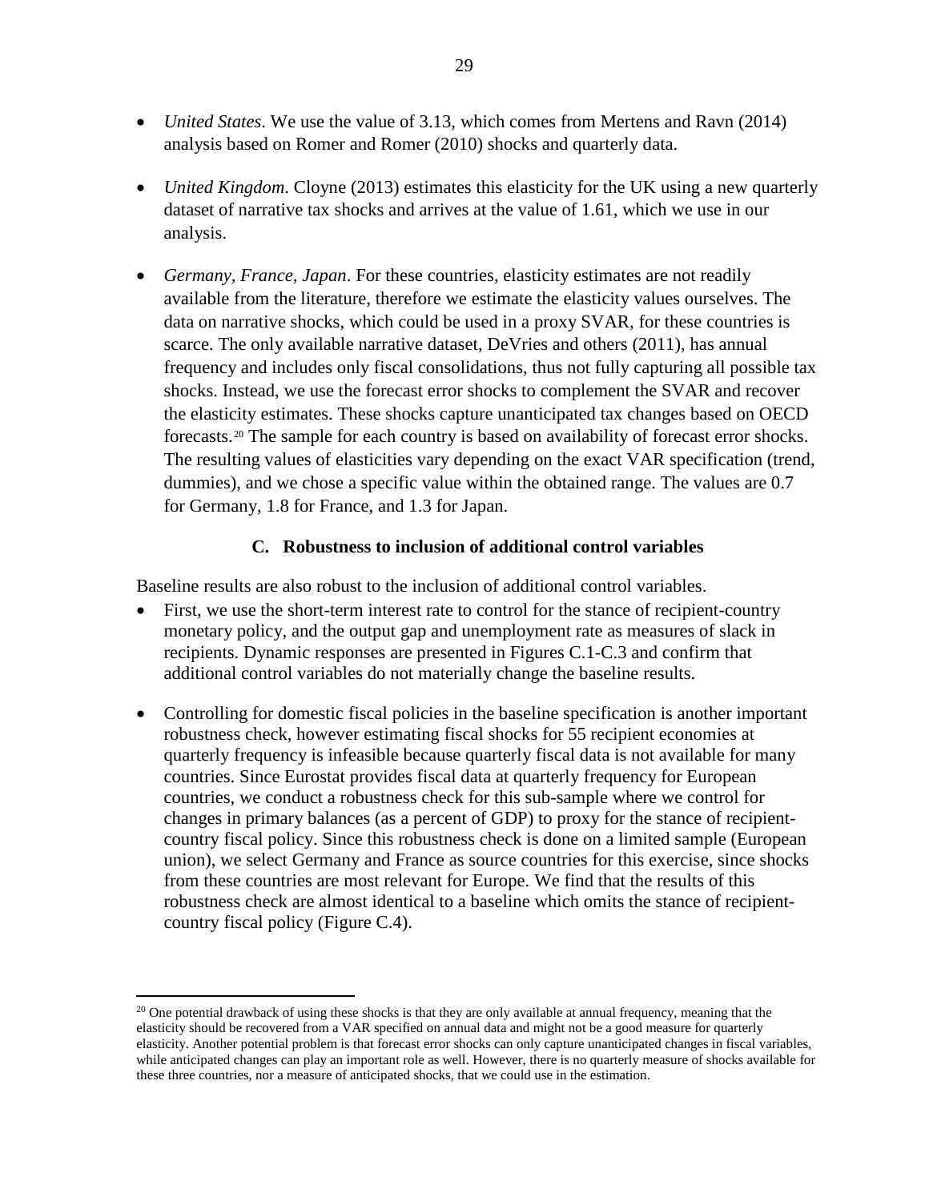- *United States*. We use the value of 3.13, which comes from Mertens and Ravn (2014) analysis based on Romer and Romer (2010) shocks and quarterly data.

- *United Kingdom*. Cloyne (2013) estimates this elasticity for the UK using a new quarterly dataset of narrative tax shocks and arrives at the value of 1.61, which we use in our analysis.

- *Germany, France, Japan*. For these countries, elasticity estimates are not readily available from the literature, therefore we estimate the elasticity values ourselves. The data on narrative shocks, which could be used in a proxy SVAR, for these countries is scarce. The only available narrative dataset, DeVries and others (2011), has annual frequency and includes only fiscal consolidations, thus not fully capturing all possible tax shocks. Instead, we use the forecast error shocks to complement the SVAR and recover the elasticity estimates. These shocks capture unanticipated tax changes based on OECD forecasts.[20] The sample for each country is based on availability of forecast error shocks. The resulting values of elasticities vary depending on the exact VAR specification (trend, dummies), and we chose a specific value within the obtained range. The values are 0.7 for Germany, 1.8 for France, and 1.3 for Japan.

### C. Robustness to inclusion of additional control variables

Baseline results are also robust to the inclusion of additional control variables.

- First, we use the short-term interest rate to control for the stance of recipient-country monetary policy, and the output gap and unemployment rate as measures of slack in recipients. Dynamic responses are presented in Figures C.1-C.3 and confirm that additional control variables do not materially change the baseline results.

- Controlling for domestic fiscal policies in the baseline specification is another important robustness check, however estimating fiscal shocks for 55 recipient economies at quarterly frequency is infeasible because quarterly fiscal data is not available for many countries. Since Eurostat provides fiscal data at quarterly frequency for European countries, we conduct a robustness check for this sub-sample where we control for changes in primary balances (as a percent of GDP) to proxy for the stance of recipient-country fiscal policy. Since this robustness check is done on a limited sample (European union), we select Germany and France as source countries for this exercise, since shocks from these countries are most relevant for Europe. We find that the results of this robustness check are almost identical to a baseline which omits the stance of recipient-country fiscal policy (Figure C.4).

---

[20] One potential drawback of using these shocks is that they are only available at annual frequency, meaning that the elasticity should be recovered from a VAR specified on annual data and might not be a good measure for quarterly elasticity. Another potential problem is that forecast error shocks can only capture unanticipated changes in fiscal variables, while anticipated changes can play an important role as well. However, there is no quarterly measure of shocks available for these three countries, nor a measure of anticipated shocks, that we could use in the estimation.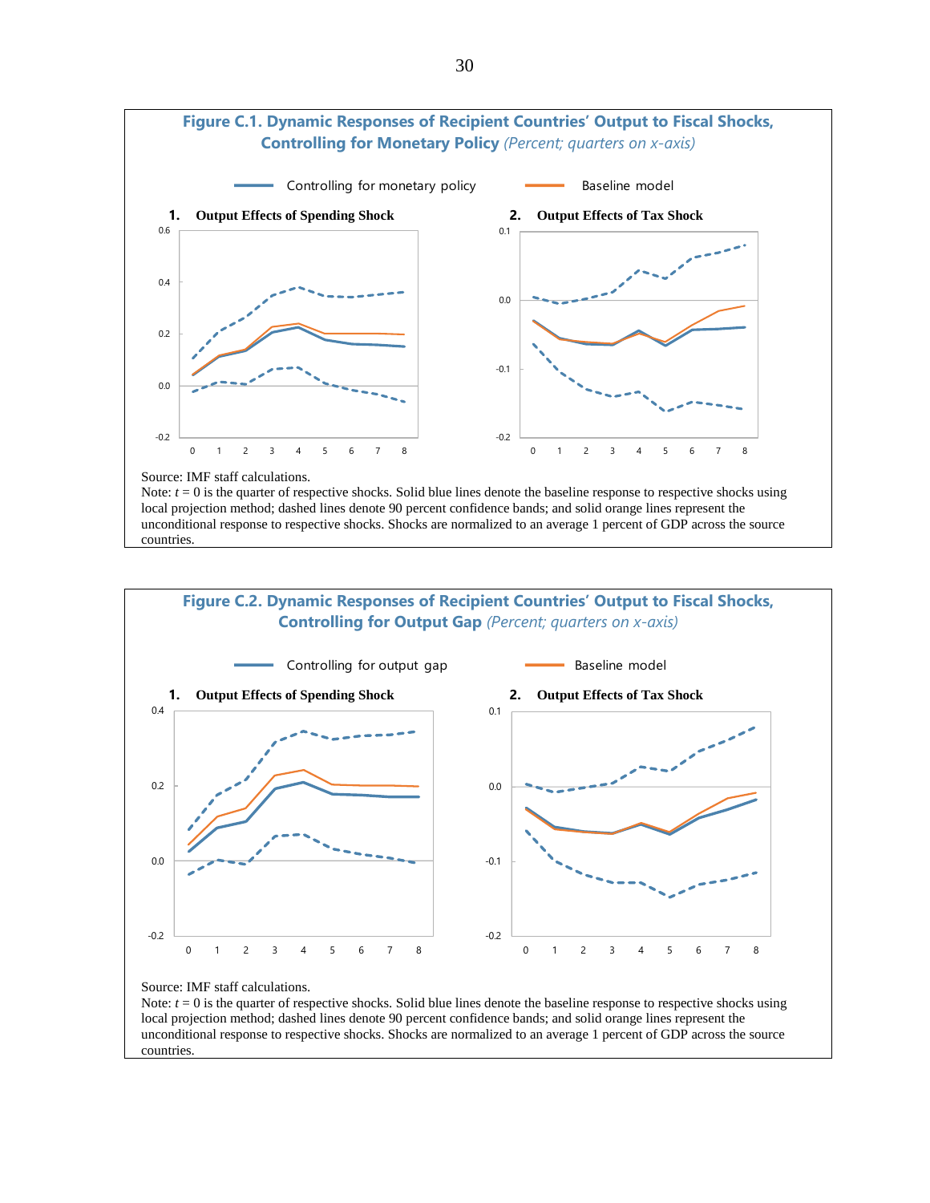**Figure C.1. Dynamic Responses of Recipient Countries' Output to Fiscal Shocks, Controlling for Monetary Policy** *(Percent; quarters on x-axis)*

Controlling for monetary policy — Baseline model

**1. Output Effects of Spending Shock**

**2. Output Effects of Tax Shock**

Source: IMF staff calculations.
Note: *t* = 0 is the quarter of respective shocks. Solid blue lines denote the baseline response to respective shocks using local projection method; dashed lines denote 90 percent confidence bands; and solid orange lines represent the unconditional response to respective shocks. Shocks are normalized to an average 1 percent of GDP across the source countries.

**Figure C.2. Dynamic Responses of Recipient Countries' Output to Fiscal Shocks, Controlling for Output Gap** *(Percent; quarters on x-axis)*

Controlling for output gap — Baseline model

**1. Output Effects of Spending Shock**

**2. Output Effects of Tax Shock**

Source: IMF staff calculations.
Note: *t* = 0 is the quarter of respective shocks. Solid blue lines denote the baseline response to respective shocks using local projection method; dashed lines denote 90 percent confidence bands; and solid orange lines represent the unconditional response to respective shocks. Shocks are normalized to an average 1 percent of GDP across the source countries.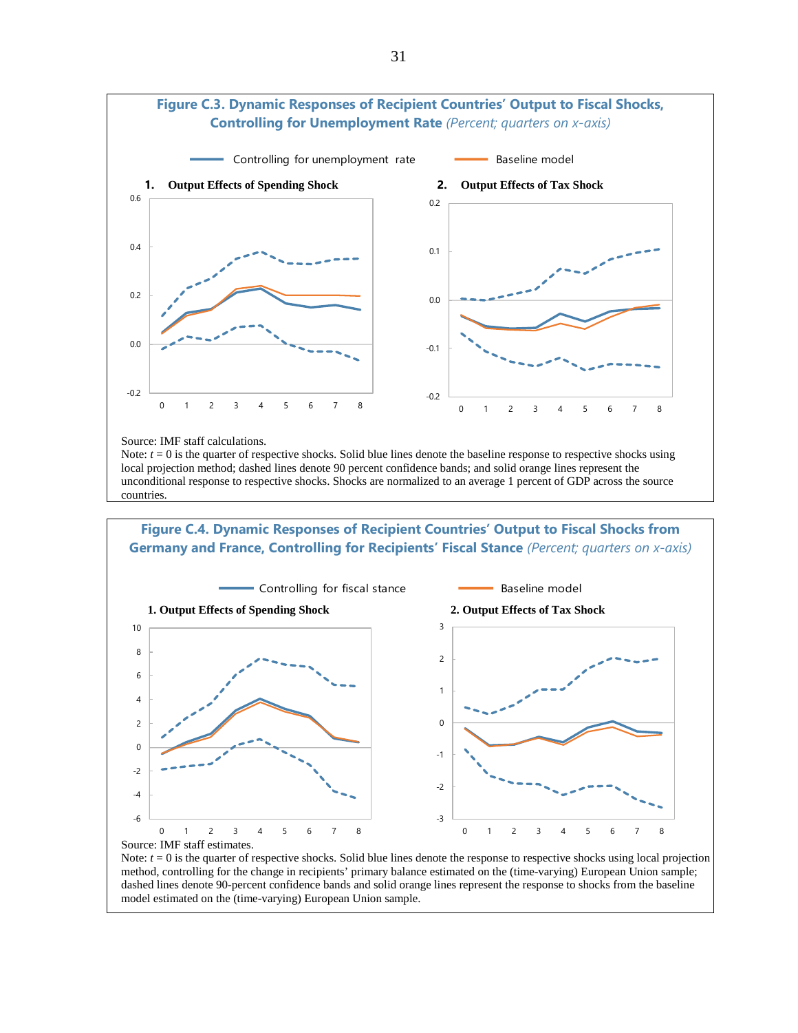**Figure C.3. Dynamic Responses of Recipient Countries' Output to Fiscal Shocks, Controlling for Unemployment Rate** *(Percent; quarters on x-axis)*

Controlling for unemployment rate
Baseline model

**1. Output Effects of Spending Shock**

0.6
0.4
0.2
0.0
-0.2
0 1 2 3 4 5 6 7 8

**2. Output Effects of Tax Shock**

0.2
0.1
0.0
-0.1
-0.2
0 1 2 3 4 5 6 7 8

Source: IMF staff calculations.
Note: $t = 0$ is the quarter of respective shocks. Solid blue lines denote the baseline response to respective shocks using local projection method; dashed lines denote 90 percent confidence bands; and solid orange lines represent the unconditional response to respective shocks. Shocks are normalized to an average 1 percent of GDP across the source countries.

**Figure C.4. Dynamic Responses of Recipient Countries' Output to Fiscal Shocks from Germany and France, Controlling for Recipients' Fiscal Stance** *(Percent; quarters on x-axis)*

Controlling for fiscal stance
Baseline model

**1. Output Effects of Spending Shock**

10
8
6
4
2
0
-2
-4
-6
0 1 2 3 4 5 6 7 8

**2. Output Effects of Tax Shock**

3
2
1
0
-1
-2
-3
0 1 2 3 4 5 6 7 8

Source: IMF staff estimates.
Note: $t = 0$ is the quarter of respective shocks. Solid blue lines denote the response to respective shocks using local projection method, controlling for the change in recipients' primary balance estimated on the (time-varying) European Union sample; dashed lines denote 90-percent confidence bands and solid orange lines represent the response to shocks from the baseline model estimated on the (time-varying) European Union sample.